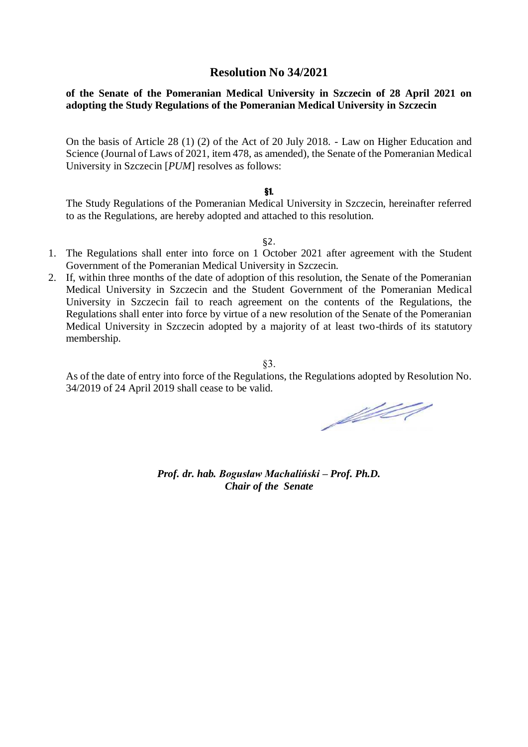# Resolution No 34/2021

**of the Senate of the Pomeranian Medical University in Szczecin of 28 April 2021 on adopting the Study Regulations of the Pomeranian Medical University in Szczecin**

On the basis of Article 28 (1) (2) of the Act of 20 July 2018. - Law on Higher Education and Science (Journal of Laws of 2021, item 478, as amended), the Senate of the Pomeranian Medical University in Szczecin [*PUM*] resolves as follows:

**§1.**

The Study Regulations of the Pomeranian Medical University in Szczecin, hereinafter referred to as the Regulations, are hereby adopted and attached to this resolution.

§2.

1. The Regulations shall enter into force on 1 October 2021 after agreement with the Student Government of the Pomeranian Medical University in Szczecin.
2. If, within three months of the date of adoption of this resolution, the Senate of the Pomeranian Medical University in Szczecin and the Student Government of the Pomeranian Medical University in Szczecin fail to reach agreement on the contents of the Regulations, the Regulations shall enter into force by virtue of a new resolution of the Senate of the Pomeranian Medical University in Szczecin adopted by a majority of at least two-thirds of its statutory membership.

§3.

As of the date of entry into force of the Regulations, the Regulations adopted by Resolution No. 34/2019 of 24 April 2019 shall cease to be valid.

***Prof. dr. hab. Bogusław Machaliński – Prof. Ph.D.***
***Chair of the Senate***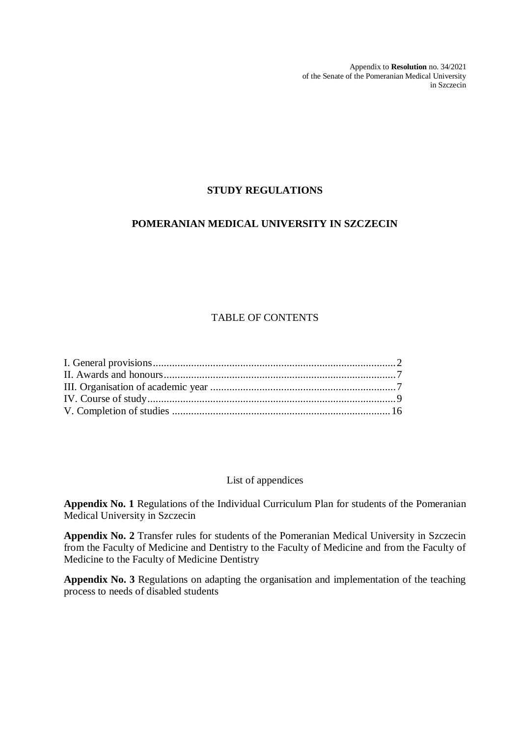Appendix to **Resolution** no. 34/2021
of the Senate of the Pomeranian Medical University
in Szczecin

# STUDY REGULATIONS

# POMERANIAN MEDICAL UNIVERSITY IN SZCZECIN

## TABLE OF CONTENTS

I. General provisions........................................................................................2
II. Awards and honours.....................................................................................7
III. Organisation of academic year ....................................................................7
IV. Course of study............................................................................................9
V. Completion of studies ................................................................................16

List of appendices

**Appendix No. 1** Regulations of the Individual Curriculum Plan for students of the Pomeranian Medical University in Szczecin

**Appendix No. 2** Transfer rules for students of the Pomeranian Medical University in Szczecin from the Faculty of Medicine and Dentistry to the Faculty of Medicine and from the Faculty of Medicine to the Faculty of Medicine Dentistry

**Appendix No. 3** Regulations on adapting the organisation and implementation of the teaching process to needs of disabled students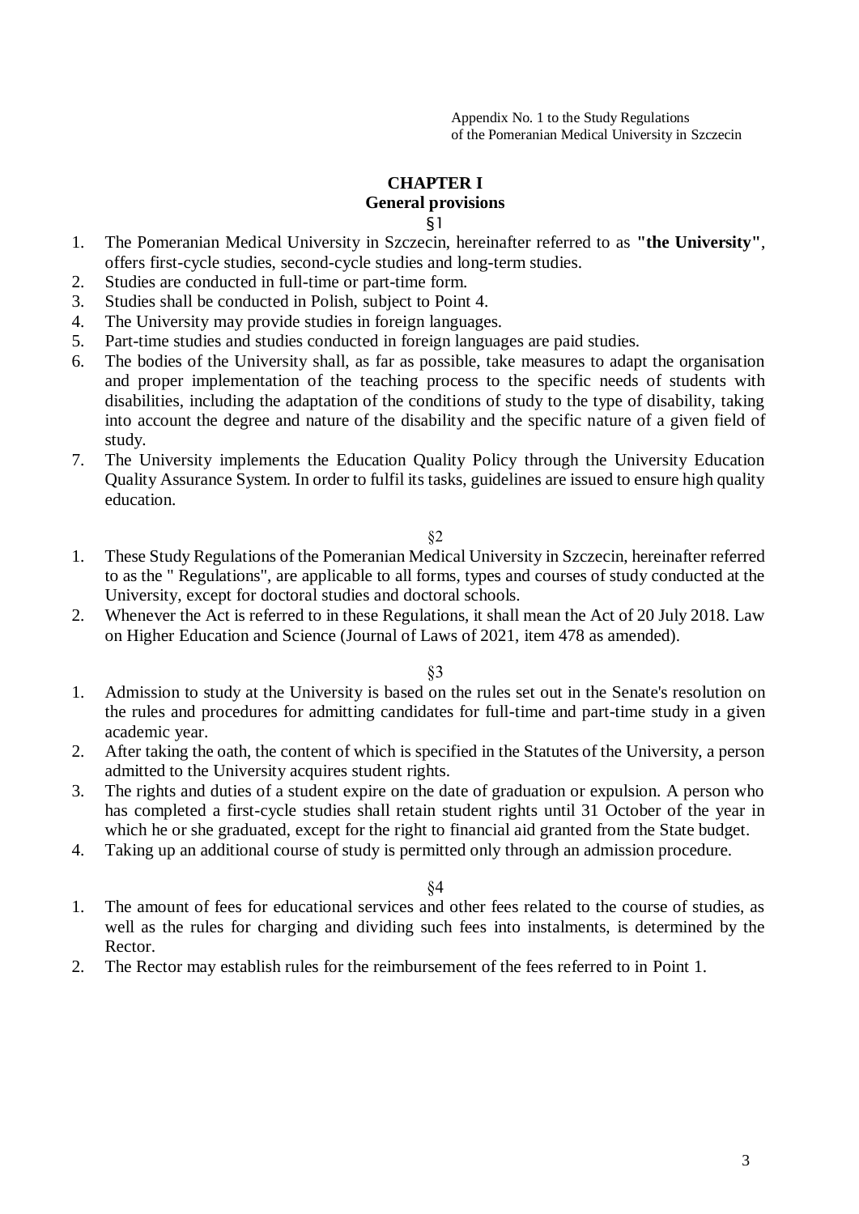Appendix No. 1 to the Study Regulations
of the Pomeranian Medical University in Szczecin

# CHAPTER I
## General provisions

§1

1. The Pomeranian Medical University in Szczecin, hereinafter referred to as **"the University"**, offers first-cycle studies, second-cycle studies and long-term studies.
2. Studies are conducted in full-time or part-time form.
3. Studies shall be conducted in Polish, subject to Point 4.
4. The University may provide studies in foreign languages.
5. Part-time studies and studies conducted in foreign languages are paid studies.
6. The bodies of the University shall, as far as possible, take measures to adapt the organisation and proper implementation of the teaching process to the specific needs of students with disabilities, including the adaptation of the conditions of study to the type of disability, taking into account the degree and nature of the disability and the specific nature of a given field of study.
7. The University implements the Education Quality Policy through the University Education Quality Assurance System. In order to fulfil its tasks, guidelines are issued to ensure high quality education.

§2

1. These Study Regulations of the Pomeranian Medical University in Szczecin, hereinafter referred to as the " Regulations", are applicable to all forms, types and courses of study conducted at the University, except for doctoral studies and doctoral schools.
2. Whenever the Act is referred to in these Regulations, it shall mean the Act of 20 July 2018. Law on Higher Education and Science (Journal of Laws of 2021, item 478 as amended).

§3

1. Admission to study at the University is based on the rules set out in the Senate's resolution on the rules and procedures for admitting candidates for full-time and part-time study in a given academic year.
2. After taking the oath, the content of which is specified in the Statutes of the University, a person admitted to the University acquires student rights.
3. The rights and duties of a student expire on the date of graduation or expulsion. A person who has completed a first-cycle studies shall retain student rights until 31 October of the year in which he or she graduated, except for the right to financial aid granted from the State budget.
4. Taking up an additional course of study is permitted only through an admission procedure.

§4

1. The amount of fees for educational services and other fees related to the course of studies, as well as the rules for charging and dividing such fees into instalments, is determined by the Rector.
2. The Rector may establish rules for the reimbursement of the fees referred to in Point 1.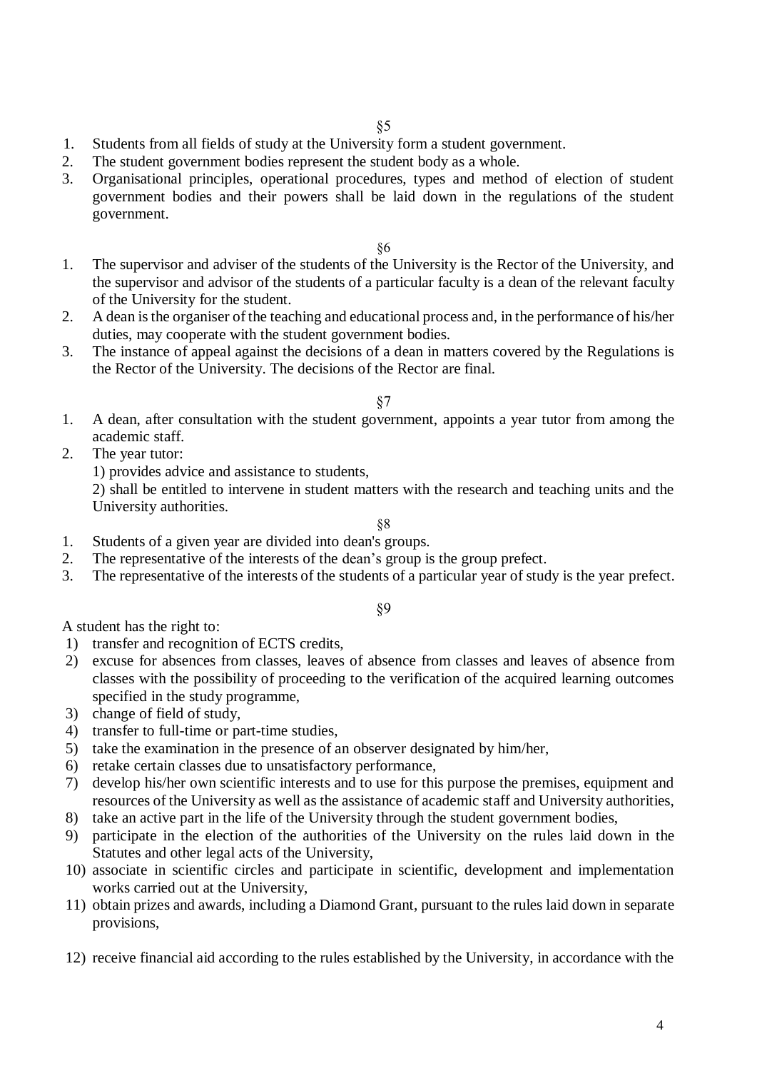§5

1. Students from all fields of study at the University form a student government.
2. The student government bodies represent the student body as a whole.
3. Organisational principles, operational procedures, types and method of election of student government bodies and their powers shall be laid down in the regulations of the student government.

§6

1. The supervisor and adviser of the students of the University is the Rector of the University, and the supervisor and advisor of the students of a particular faculty is a dean of the relevant faculty of the University for the student.
2. A dean is the organiser of the teaching and educational process and, in the performance of his/her duties, may cooperate with the student government bodies.
3. The instance of appeal against the decisions of a dean in matters covered by the Regulations is the Rector of the University. The decisions of the Rector are final.

§7

1. A dean, after consultation with the student government, appoints a year tutor from among the academic staff.
2. The year tutor:
   1) provides advice and assistance to students,
   2) shall be entitled to intervene in student matters with the research and teaching units and the University authorities.

§8

1. Students of a given year are divided into dean's groups.
2. The representative of the interests of the dean's group is the group prefect.
3. The representative of the interests of the students of a particular year of study is the year prefect.

§9

A student has the right to:

1) transfer and recognition of ECTS credits,
2) excuse for absences from classes, leaves of absence from classes and leaves of absence from classes with the possibility of proceeding to the verification of the acquired learning outcomes specified in the study programme,
3) change of field of study,
4) transfer to full-time or part-time studies,
5) take the examination in the presence of an observer designated by him/her,
6) retake certain classes due to unsatisfactory performance,
7) develop his/her own scientific interests and to use for this purpose the premises, equipment and resources of the University as well as the assistance of academic staff and University authorities,
8) take an active part in the life of the University through the student government bodies,
9) participate in the election of the authorities of the University on the rules laid down in the Statutes and other legal acts of the University,
10) associate in scientific circles and participate in scientific, development and implementation works carried out at the University,
11) obtain prizes and awards, including a Diamond Grant, pursuant to the rules laid down in separate provisions,
12) receive financial aid according to the rules established by the University, in accordance with the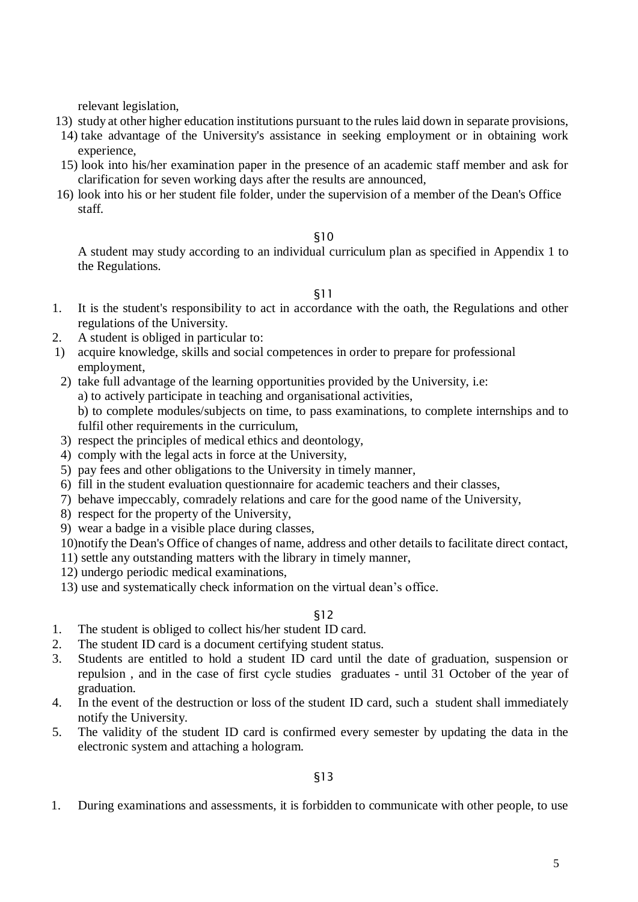relevant legislation,

13) study at other higher education institutions pursuant to the rules laid down in separate provisions,
14) take advantage of the University's assistance in seeking employment or in obtaining work experience,
15) look into his/her examination paper in the presence of an academic staff member and ask for clarification for seven working days after the results are announced,
16) look into his or her student file folder, under the supervision of a member of the Dean's Office staff.

§10

A student may study according to an individual curriculum plan as specified in Appendix 1 to the Regulations.

§11

1. It is the student's responsibility to act in accordance with the oath, the Regulations and other regulations of the University.
2. A student is obliged in particular to:

1) acquire knowledge, skills and social competences in order to prepare for professional employment,
2) take full advantage of the learning opportunities provided by the University, i.e:
   a) to actively participate in teaching and organisational activities,
   b) to complete modules/subjects on time, to pass examinations, to complete internships and to fulfil other requirements in the curriculum,
3) respect the principles of medical ethics and deontology,
4) comply with the legal acts in force at the University,
5) pay fees and other obligations to the University in timely manner,
6) fill in the student evaluation questionnaire for academic teachers and their classes,
7) behave impeccably, comradely relations and care for the good name of the University,
8) respect for the property of the University,
9) wear a badge in a visible place during classes,
10) notify the Dean's Office of changes of name, address and other details to facilitate direct contact,
11) settle any outstanding matters with the library in timely manner,
12) undergo periodic medical examinations,
13) use and systematically check information on the virtual dean's office.

§12

1. The student is obliged to collect his/her student ID card.
2. The student ID card is a document certifying student status.
3. Students are entitled to hold a student ID card until the date of graduation, suspension or repulsion , and in the case of first cycle studies graduates - until 31 October of the year of graduation.
4. In the event of the destruction or loss of the student ID card, such a student shall immediately notify the University.
5. The validity of the student ID card is confirmed every semester by updating the data in the electronic system and attaching a hologram.

§13

1. During examinations and assessments, it is forbidden to communicate with other people, to use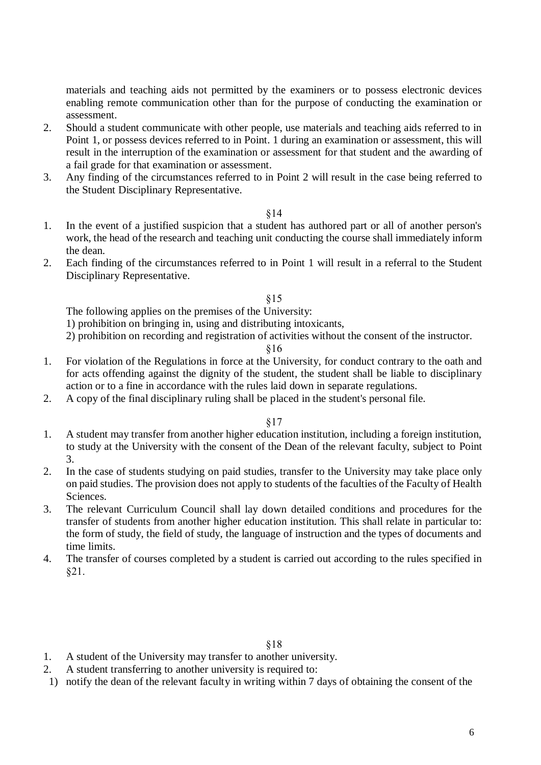materials and teaching aids not permitted by the examiners or to possess electronic devices enabling remote communication other than for the purpose of conducting the examination or assessment.

2. Should a student communicate with other people, use materials and teaching aids referred to in Point 1, or possess devices referred to in Point. 1 during an examination or assessment, this will result in the interruption of the examination or assessment for that student and the awarding of a fail grade for that examination or assessment.
3. Any finding of the circumstances referred to in Point 2 will result in the case being referred to the Student Disciplinary Representative.

§14

1. In the event of a justified suspicion that a student has authored part or all of another person's work, the head of the research and teaching unit conducting the course shall immediately inform the dean.
2. Each finding of the circumstances referred to in Point 1 will result in a referral to the Student Disciplinary Representative.

§15

The following applies on the premises of the University:

1) prohibition on bringing in, using and distributing intoxicants,
2) prohibition on recording and registration of activities without the consent of the instructor.

§16

1. For violation of the Regulations in force at the University, for conduct contrary to the oath and for acts offending against the dignity of the student, the student shall be liable to disciplinary action or to a fine in accordance with the rules laid down in separate regulations.
2. A copy of the final disciplinary ruling shall be placed in the student's personal file.

§17

1. A student may transfer from another higher education institution, including a foreign institution, to study at the University with the consent of the Dean of the relevant faculty, subject to Point 3.
2. In the case of students studying on paid studies, transfer to the University may take place only on paid studies. The provision does not apply to students of the faculties of the Faculty of Health Sciences.
3. The relevant Curriculum Council shall lay down detailed conditions and procedures for the transfer of students from another higher education institution. This shall relate in particular to: the form of study, the field of study, the language of instruction and the types of documents and time limits.
4. The transfer of courses completed by a student is carried out according to the rules specified in §21.

§18

1. A student of the University may transfer to another university.
2. A student transferring to another university is required to:

1) notify the dean of the relevant faculty in writing within 7 days of obtaining the consent of the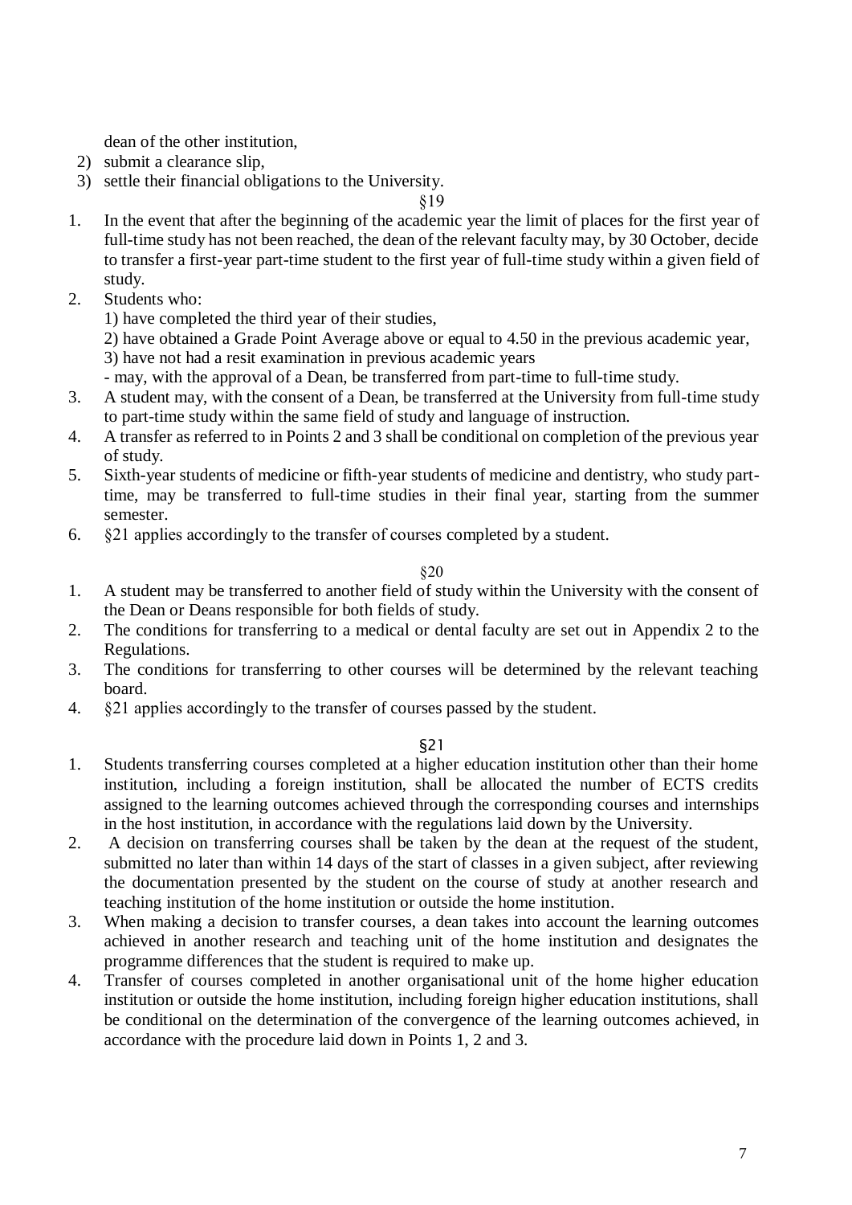dean of the other institution,

2) submit a clearance slip,
3) settle their financial obligations to the University.

§19

1. In the event that after the beginning of the academic year the limit of places for the first year of full-time study has not been reached, the dean of the relevant faculty may, by 30 October, decide to transfer a first-year part-time student to the first year of full-time study within a given field of study.
2. Students who:
   1) have completed the third year of their studies,
   2) have obtained a Grade Point Average above or equal to 4.50 in the previous academic year,
   3) have not had a resit examination in previous academic years

   - may, with the approval of a Dean, be transferred from part-time to full-time study.
3. A student may, with the consent of a Dean, be transferred at the University from full-time study to part-time study within the same field of study and language of instruction.
4. A transfer as referred to in Points 2 and 3 shall be conditional on completion of the previous year of study.
5. Sixth-year students of medicine or fifth-year students of medicine and dentistry, who study part-time, may be transferred to full-time studies in their final year, starting from the summer semester.
6. §21 applies accordingly to the transfer of courses completed by a student.

§20

1. A student may be transferred to another field of study within the University with the consent of the Dean or Deans responsible for both fields of study.
2. The conditions for transferring to a medical or dental faculty are set out in Appendix 2 to the Regulations.
3. The conditions for transferring to other courses will be determined by the relevant teaching board.
4. §21 applies accordingly to the transfer of courses passed by the student.

§21

1. Students transferring courses completed at a higher education institution other than their home institution, including a foreign institution, shall be allocated the number of ECTS credits assigned to the learning outcomes achieved through the corresponding courses and internships in the host institution, in accordance with the regulations laid down by the University.
2. A decision on transferring courses shall be taken by the dean at the request of the student, submitted no later than within 14 days of the start of classes in a given subject, after reviewing the documentation presented by the student on the course of study at another research and teaching institution of the home institution or outside the home institution.
3. When making a decision to transfer courses, a dean takes into account the learning outcomes achieved in another research and teaching unit of the home institution and designates the programme differences that the student is required to make up.
4. Transfer of courses completed in another organisational unit of the home higher education institution or outside the home institution, including foreign higher education institutions, shall be conditional on the determination of the convergence of the learning outcomes achieved, in accordance with the procedure laid down in Points 1, 2 and 3.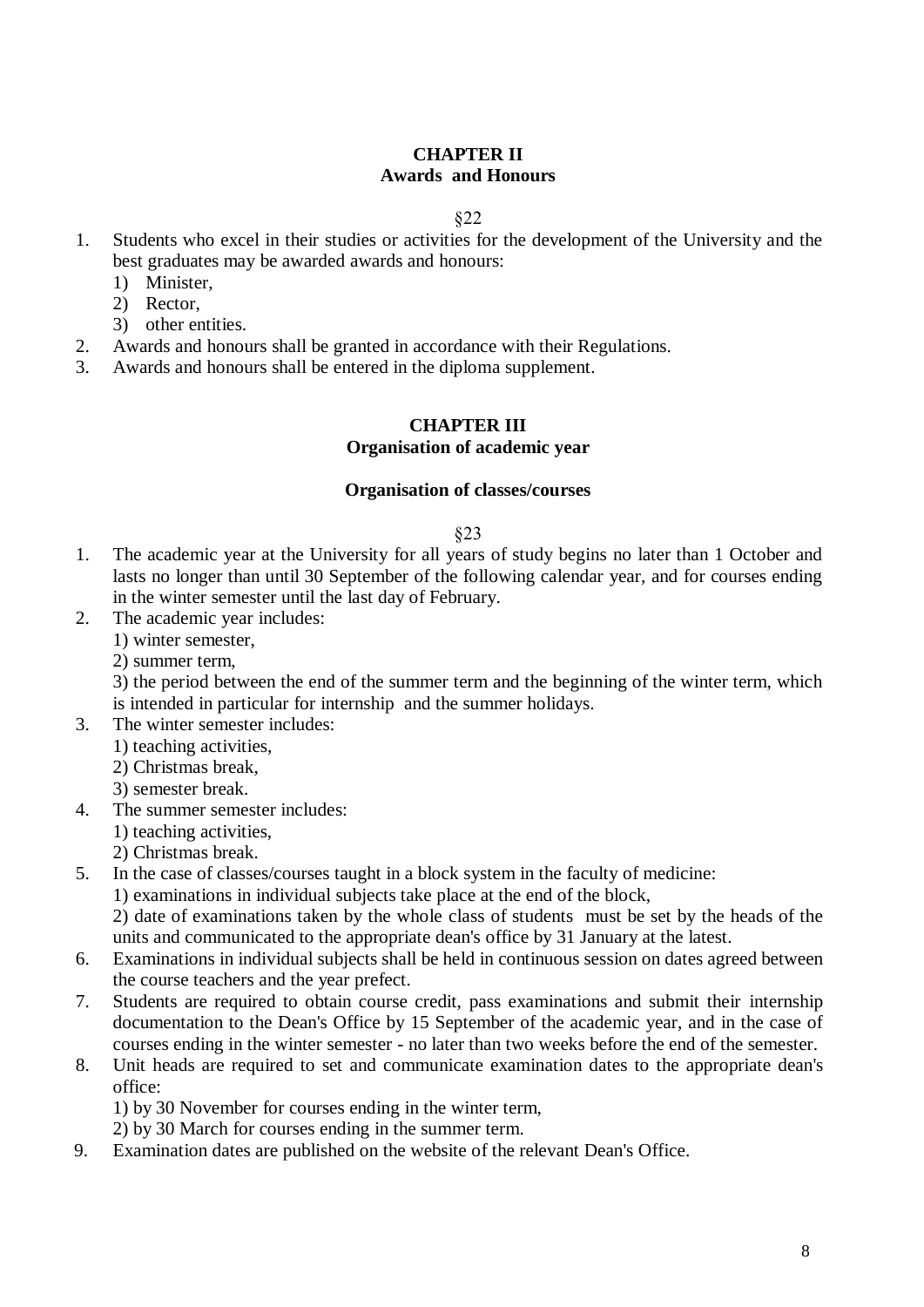## CHAPTER II
## Awards and Honours

§22

1. Students who excel in their studies or activities for the development of the University and the best graduates may be awarded awards and honours:
   1) Minister,
   2) Rector,
   3) other entities.
2. Awards and honours shall be granted in accordance with their Regulations.
3. Awards and honours shall be entered in the diploma supplement.

## CHAPTER III
## Organisation of academic year

### Organisation of classes/courses

§23

1. The academic year at the University for all years of study begins no later than 1 October and lasts no longer than until 30 September of the following calendar year, and for courses ending in the winter semester until the last day of February.
2. The academic year includes:
   1) winter semester,
   2) summer term,
   3) the period between the end of the summer term and the beginning of the winter term, which is intended in particular for internship and the summer holidays.
3. The winter semester includes:
   1) teaching activities,
   2) Christmas break,
   3) semester break.
4. The summer semester includes:
   1) teaching activities,
   2) Christmas break.
5. In the case of classes/courses taught in a block system in the faculty of medicine:
   1) examinations in individual subjects take place at the end of the block,
   2) date of examinations taken by the whole class of students must be set by the heads of the units and communicated to the appropriate dean's office by 31 January at the latest.
6. Examinations in individual subjects shall be held in continuous session on dates agreed between the course teachers and the year prefect.
7. Students are required to obtain course credit, pass examinations and submit their internship documentation to the Dean's Office by 15 September of the academic year, and in the case of courses ending in the winter semester - no later than two weeks before the end of the semester.
8. Unit heads are required to set and communicate examination dates to the appropriate dean's office:
   1) by 30 November for courses ending in the winter term,
   2) by 30 March for courses ending in the summer term.
9. Examination dates are published on the website of the relevant Dean's Office.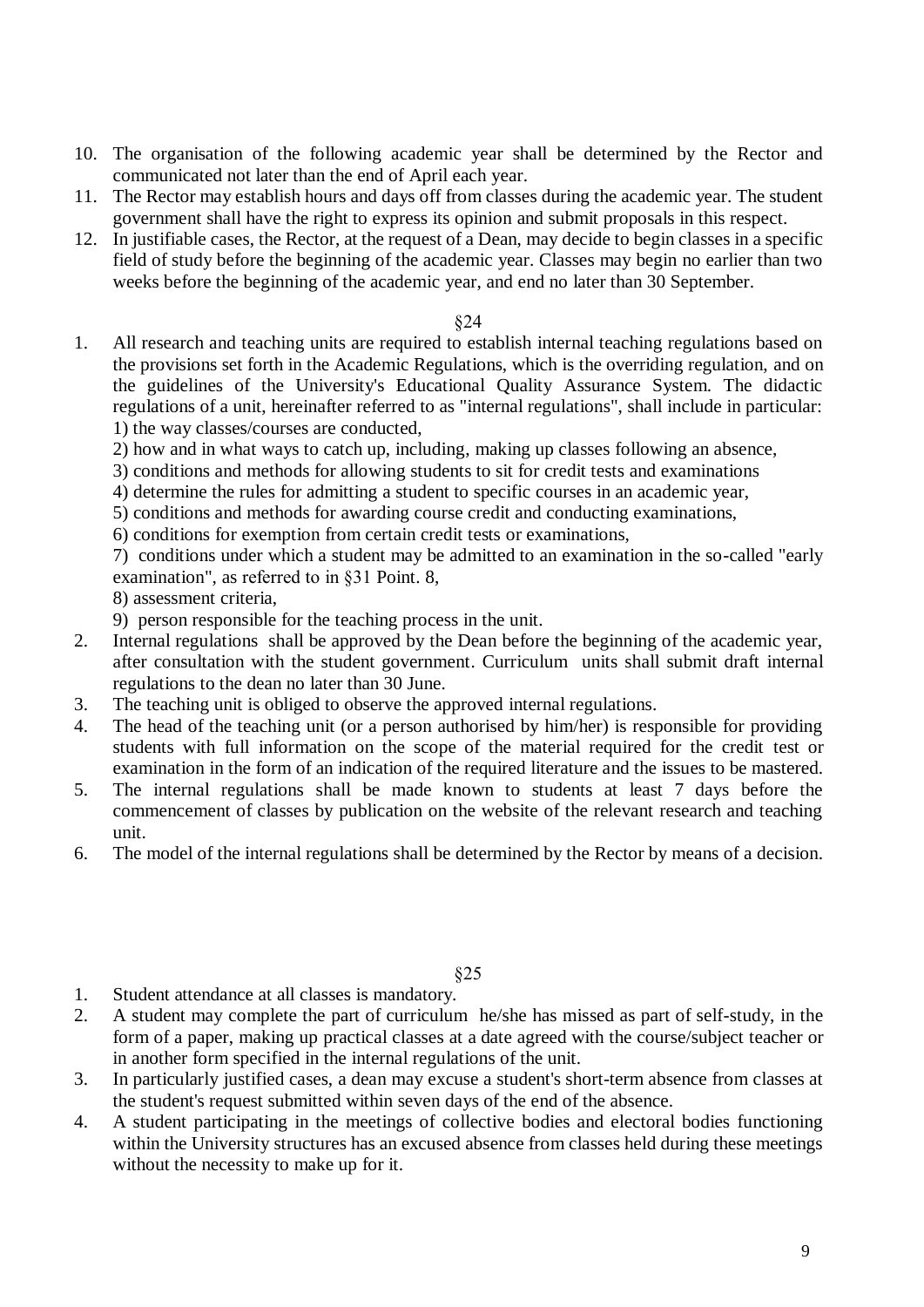10. The organisation of the following academic year shall be determined by the Rector and communicated not later than the end of April each year.
11. The Rector may establish hours and days off from classes during the academic year. The student government shall have the right to express its opinion and submit proposals in this respect.
12. In justifiable cases, the Rector, at the request of a Dean, may decide to begin classes in a specific field of study before the beginning of the academic year. Classes may begin no earlier than two weeks before the beginning of the academic year, and end no later than 30 September.

§24

1. All research and teaching units are required to establish internal teaching regulations based on the provisions set forth in the Academic Regulations, which is the overriding regulation, and on the guidelines of the University's Educational Quality Assurance System. The didactic regulations of a unit, hereinafter referred to as "internal regulations", shall include in particular:
   1) the way classes/courses are conducted,
   2) how and in what ways to catch up, including, making up classes following an absence,
   3) conditions and methods for allowing students to sit for credit tests and examinations
   4) determine the rules for admitting a student to specific courses in an academic year,
   5) conditions and methods for awarding course credit and conducting examinations,
   6) conditions for exemption from certain credit tests or examinations,
   7) conditions under which a student may be admitted to an examination in the so-called "early examination", as referred to in §31 Point. 8,
   8) assessment criteria,
   9) person responsible for the teaching process in the unit.
2. Internal regulations shall be approved by the Dean before the beginning of the academic year, after consultation with the student government. Curriculum units shall submit draft internal regulations to the dean no later than 30 June.
3. The teaching unit is obliged to observe the approved internal regulations.
4. The head of the teaching unit (or a person authorised by him/her) is responsible for providing students with full information on the scope of the material required for the credit test or examination in the form of an indication of the required literature and the issues to be mastered.
5. The internal regulations shall be made known to students at least 7 days before the commencement of classes by publication on the website of the relevant research and teaching unit.
6. The model of the internal regulations shall be determined by the Rector by means of a decision.

§25

1. Student attendance at all classes is mandatory.
2. A student may complete the part of curriculum he/she has missed as part of self-study, in the form of a paper, making up practical classes at a date agreed with the course/subject teacher or in another form specified in the internal regulations of the unit.
3. In particularly justified cases, a dean may excuse a student's short-term absence from classes at the student's request submitted within seven days of the end of the absence.
4. A student participating in the meetings of collective bodies and electoral bodies functioning within the University structures has an excused absence from classes held during these meetings without the necessity to make up for it.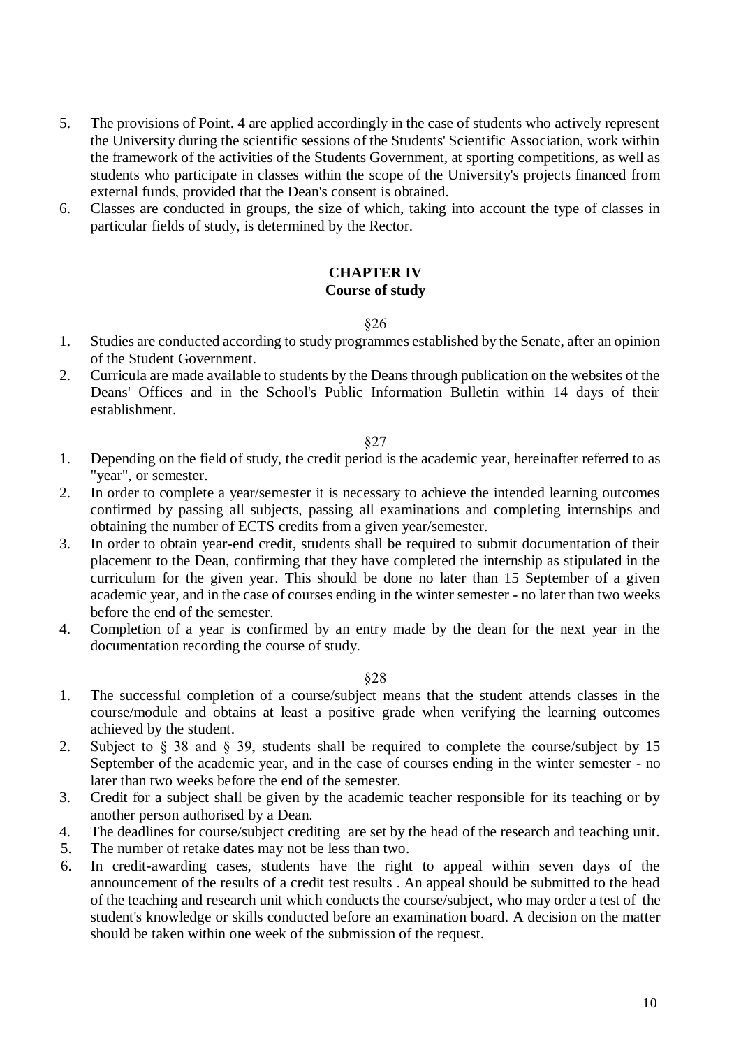5. The provisions of Point. 4 are applied accordingly in the case of students who actively represent the University during the scientific sessions of the Students' Scientific Association, work within the framework of the activities of the Students Government, at sporting competitions, as well as students who participate in classes within the scope of the University's projects financed from external funds, provided that the Dean's consent is obtained.
6. Classes are conducted in groups, the size of which, taking into account the type of classes in particular fields of study, is determined by the Rector.

## CHAPTER IV
## Course of study

§26

1. Studies are conducted according to study programmes established by the Senate, after an opinion of the Student Government.
2. Curricula are made available to students by the Deans through publication on the websites of the Deans' Offices and in the School's Public Information Bulletin within 14 days of their establishment.

§27

1. Depending on the field of study, the credit period is the academic year, hereinafter referred to as "year", or semester.
2. In order to complete a year/semester it is necessary to achieve the intended learning outcomes confirmed by passing all subjects, passing all examinations and completing internships and obtaining the number of ECTS credits from a given year/semester.
3. In order to obtain year-end credit, students shall be required to submit documentation of their placement to the Dean, confirming that they have completed the internship as stipulated in the curriculum for the given year. This should be done no later than 15 September of a given academic year, and in the case of courses ending in the winter semester - no later than two weeks before the end of the semester.
4. Completion of a year is confirmed by an entry made by the dean for the next year in the documentation recording the course of study.

§28

1. The successful completion of a course/subject means that the student attends classes in the course/module and obtains at least a positive grade when verifying the learning outcomes achieved by the student.
2. Subject to § 38 and § 39, students shall be required to complete the course/subject by 15 September of the academic year, and in the case of courses ending in the winter semester - no later than two weeks before the end of the semester.
3. Credit for a subject shall be given by the academic teacher responsible for its teaching or by another person authorised by a Dean.
4. The deadlines for course/subject crediting are set by the head of the research and teaching unit.
5. The number of retake dates may not be less than two.
6. In credit-awarding cases, students have the right to appeal within seven days of the announcement of the results of a credit test results . An appeal should be submitted to the head of the teaching and research unit which conducts the course/subject, who may order a test of the student's knowledge or skills conducted before an examination board. A decision on the matter should be taken within one week of the submission of the request.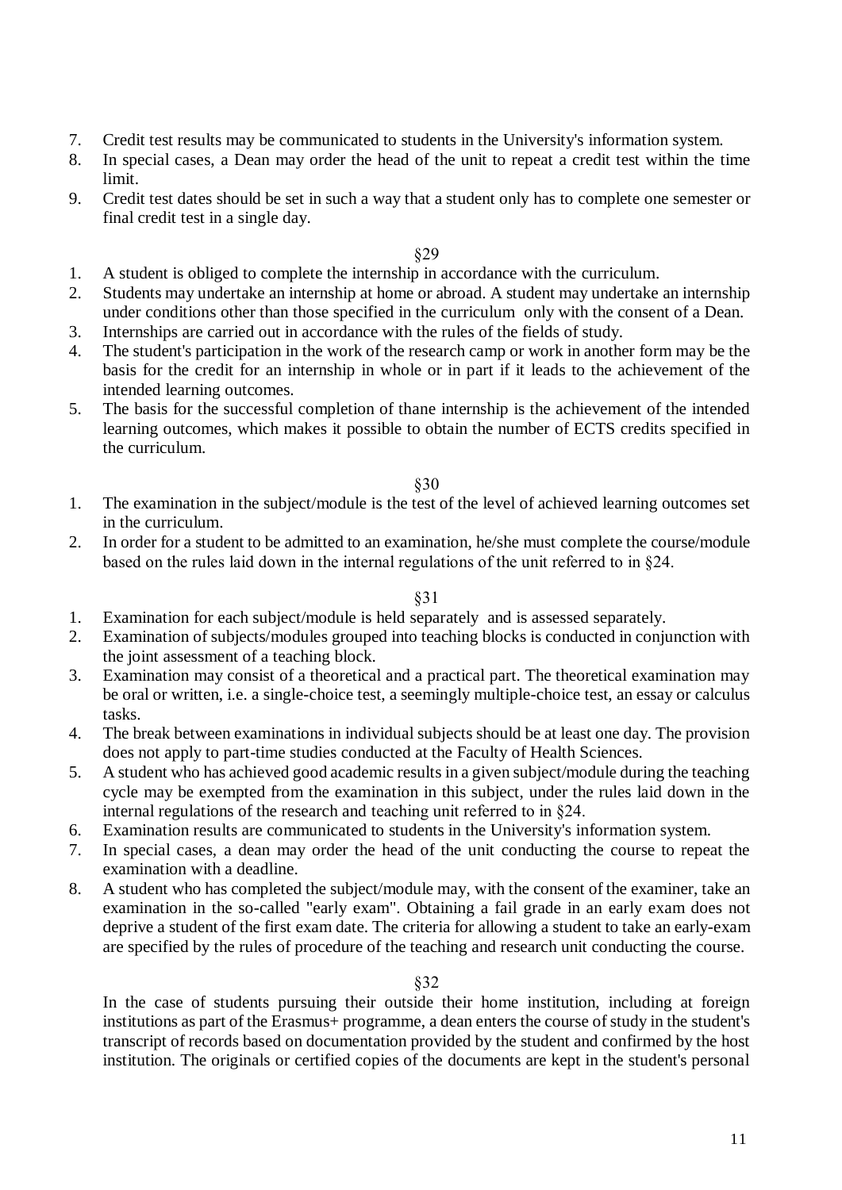7. Credit test results may be communicated to students in the University's information system.
8. In special cases, a Dean may order the head of the unit to repeat a credit test within the time limit.
9. Credit test dates should be set in such a way that a student only has to complete one semester or final credit test in a single day.

§29

1. A student is obliged to complete the internship in accordance with the curriculum.
2. Students may undertake an internship at home or abroad. A student may undertake an internship under conditions other than those specified in the curriculum only with the consent of a Dean.
3. Internships are carried out in accordance with the rules of the fields of study.
4. The student's participation in the work of the research camp or work in another form may be the basis for the credit for an internship in whole or in part if it leads to the achievement of the intended learning outcomes.
5. The basis for the successful completion of thane internship is the achievement of the intended learning outcomes, which makes it possible to obtain the number of ECTS credits specified in the curriculum.

§30

1. The examination in the subject/module is the test of the level of achieved learning outcomes set in the curriculum.
2. In order for a student to be admitted to an examination, he/she must complete the course/module based on the rules laid down in the internal regulations of the unit referred to in §24.

§31

1. Examination for each subject/module is held separately and is assessed separately.
2. Examination of subjects/modules grouped into teaching blocks is conducted in conjunction with the joint assessment of a teaching block.
3. Examination may consist of a theoretical and a practical part. The theoretical examination may be oral or written, i.e. a single-choice test, a seemingly multiple-choice test, an essay or calculus tasks.
4. The break between examinations in individual subjects should be at least one day. The provision does not apply to part-time studies conducted at the Faculty of Health Sciences.
5. A student who has achieved good academic results in a given subject/module during the teaching cycle may be exempted from the examination in this subject, under the rules laid down in the internal regulations of the research and teaching unit referred to in §24.
6. Examination results are communicated to students in the University's information system.
7. In special cases, a dean may order the head of the unit conducting the course to repeat the examination with a deadline.
8. A student who has completed the subject/module may, with the consent of the examiner, take an examination in the so-called "early exam". Obtaining a fail grade in an early exam does not deprive a student of the first exam date. The criteria for allowing a student to take an early-exam are specified by the rules of procedure of the teaching and research unit conducting the course.

§32

In the case of students pursuing their outside their home institution, including at foreign institutions as part of the Erasmus+ programme, a dean enters the course of study in the student's transcript of records based on documentation provided by the student and confirmed by the host institution. The originals or certified copies of the documents are kept in the student's personal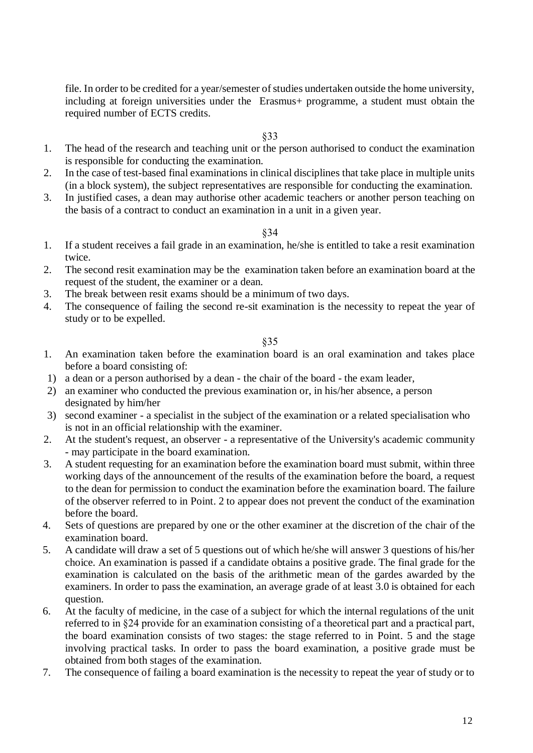file. In order to be credited for a year/semester of studies undertaken outside the home university, including at foreign universities under the Erasmus+ programme, a student must obtain the required number of ECTS credits.

§33

1. The head of the research and teaching unit or the person authorised to conduct the examination is responsible for conducting the examination.
2. In the case of test-based final examinations in clinical disciplines that take place in multiple units (in a block system), the subject representatives are responsible for conducting the examination.
3. In justified cases, a dean may authorise other academic teachers or another person teaching on the basis of a contract to conduct an examination in a unit in a given year.

§34

1. If a student receives a fail grade in an examination, he/she is entitled to take a resit examination twice.
2. The second resit examination may be the examination taken before an examination board at the request of the student, the examiner or a dean.
3. The break between resit exams should be a minimum of two days.
4. The consequence of failing the second re-sit examination is the necessity to repeat the year of study or to be expelled.

§35

1. An examination taken before the examination board is an oral examination and takes place before a board consisting of:
   1) a dean or a person authorised by a dean - the chair of the board - the exam leader,
   2) an examiner who conducted the previous examination or, in his/her absence, a person designated by him/her
   3) second examiner - a specialist in the subject of the examination or a related specialisation who is not in an official relationship with the examiner.
2. At the student's request, an observer - a representative of the University's academic community - may participate in the board examination.
3. A student requesting for an examination before the examination board must submit, within three working days of the announcement of the results of the examination before the board, a request to the dean for permission to conduct the examination before the examination board. The failure of the observer referred to in Point. 2 to appear does not prevent the conduct of the examination before the board.
4. Sets of questions are prepared by one or the other examiner at the discretion of the chair of the examination board.
5. A candidate will draw a set of 5 questions out of which he/she will answer 3 questions of his/her choice. An examination is passed if a candidate obtains a positive grade. The final grade for the examination is calculated on the basis of the arithmetic mean of the gardes awarded by the examiners. In order to pass the examination, an average grade of at least 3.0 is obtained for each question.
6. At the faculty of medicine, in the case of a subject for which the internal regulations of the unit referred to in §24 provide for an examination consisting of a theoretical part and a practical part, the board examination consists of two stages: the stage referred to in Point. 5 and the stage involving practical tasks. In order to pass the board examination, a positive grade must be obtained from both stages of the examination.
7. The consequence of failing a board examination is the necessity to repeat the year of study or to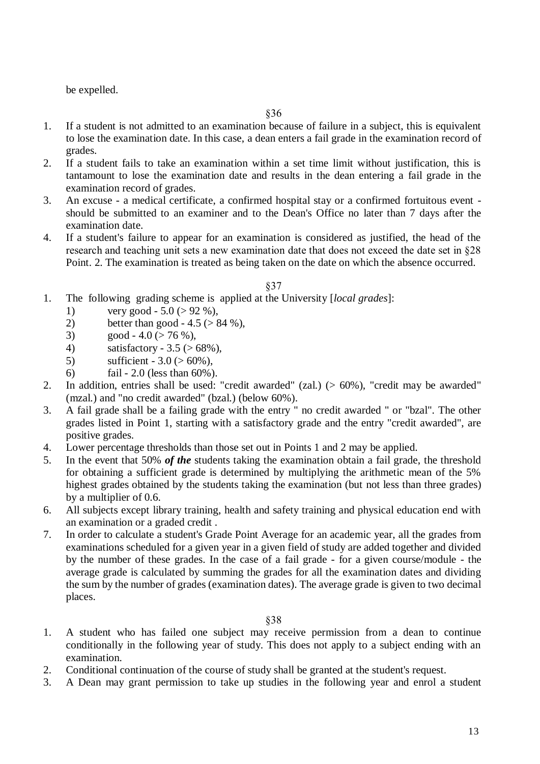be expelled.

§36

1. If a student is not admitted to an examination because of failure in a subject, this is equivalent to lose the examination date. In this case, a dean enters a fail grade in the examination record of grades.
2. If a student fails to take an examination within a set time limit without justification, this is tantamount to lose the examination date and results in the dean entering a fail grade in the examination record of grades.
3. An excuse - a medical certificate, a confirmed hospital stay or a confirmed fortuitous event - should be submitted to an examiner and to the Dean's Office no later than 7 days after the examination date.
4. If a student's failure to appear for an examination is considered as justified, the head of the research and teaching unit sets a new examination date that does not exceed the date set in §28 Point. 2. The examination is treated as being taken on the date on which the absence occurred.

§37

1. The following grading scheme is applied at the University [*local grades*]:
   1) very good - 5.0 (> 92 %),
   2) better than good - 4.5 (> 84 %),
   3) good - 4.0 (> 76 %),
   4) satisfactory - 3.5 (> 68%),
   5) sufficient - 3.0 (> 60%),
   6) fail - 2.0 (less than 60%).
2. In addition, entries shall be used: "credit awarded" (zal.) (> 60%), "credit may be awarded" (mzal.) and "no credit awarded" (bzal.) (below 60%).
3. A fail grade shall be a failing grade with the entry " no credit awarded " or "bzal". The other grades listed in Point 1, starting with a satisfactory grade and the entry "credit awarded", are positive grades.
4. Lower percentage thresholds than those set out in Points 1 and 2 may be applied.
5. In the event that 50% ***of the*** students taking the examination obtain a fail grade, the threshold for obtaining a sufficient grade is determined by multiplying the arithmetic mean of the 5% highest grades obtained by the students taking the examination (but not less than three grades) by a multiplier of 0.6.
6. All subjects except library training, health and safety training and physical education end with an examination or a graded credit .
7. In order to calculate a student's Grade Point Average for an academic year, all the grades from examinations scheduled for a given year in a given field of study are added together and divided by the number of these grades. In the case of a fail grade - for a given course/module - the average grade is calculated by summing the grades for all the examination dates and dividing the sum by the number of grades (examination dates). The average grade is given to two decimal places.

§38

1. A student who has failed one subject may receive permission from a dean to continue conditionally in the following year of study. This does not apply to a subject ending with an examination.
2. Conditional continuation of the course of study shall be granted at the student's request.
3. A Dean may grant permission to take up studies in the following year and enrol a student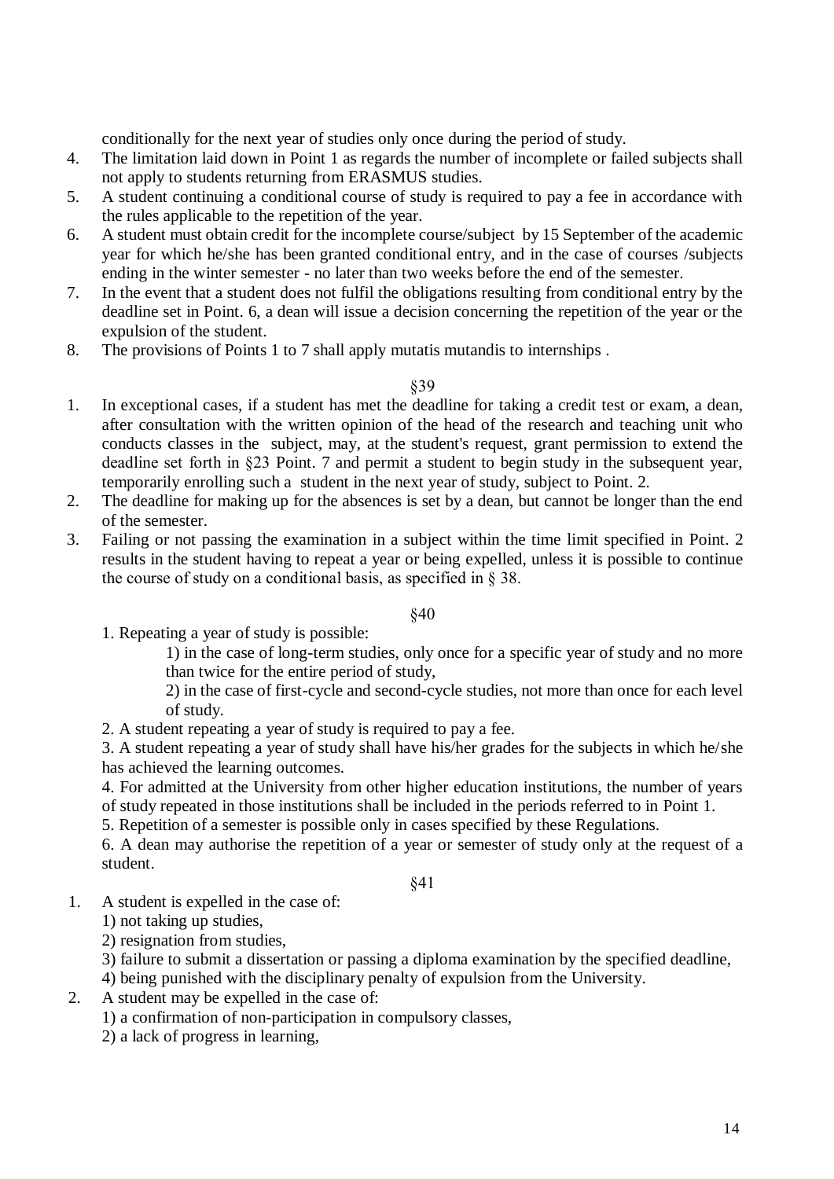conditionally for the next year of studies only once during the period of study.

4. The limitation laid down in Point 1 as regards the number of incomplete or failed subjects shall not apply to students returning from ERASMUS studies.
5. A student continuing a conditional course of study is required to pay a fee in accordance with the rules applicable to the repetition of the year.
6. A student must obtain credit for the incomplete course/subject by 15 September of the academic year for which he/she has been granted conditional entry, and in the case of courses /subjects ending in the winter semester - no later than two weeks before the end of the semester.
7. In the event that a student does not fulfil the obligations resulting from conditional entry by the deadline set in Point. 6, a dean will issue a decision concerning the repetition of the year or the expulsion of the student.
8. The provisions of Points 1 to 7 shall apply mutatis mutandis to internships .

§39

1. In exceptional cases, if a student has met the deadline for taking a credit test or exam, a dean, after consultation with the written opinion of the head of the research and teaching unit who conducts classes in the subject, may, at the student's request, grant permission to extend the deadline set forth in §23 Point. 7 and permit a student to begin study in the subsequent year, temporarily enrolling such a student in the next year of study, subject to Point. 2.
2. The deadline for making up for the absences is set by a dean, but cannot be longer than the end of the semester.
3. Failing or not passing the examination in a subject within the time limit specified in Point. 2 results in the student having to repeat a year or being expelled, unless it is possible to continue the course of study on a conditional basis, as specified in § 38.

§40

1. Repeating a year of study is possible:
   1) in the case of long-term studies, only once for a specific year of study and no more than twice for the entire period of study,
   2) in the case of first-cycle and second-cycle studies, not more than once for each level of study.
2. A student repeating a year of study is required to pay a fee.
3. A student repeating a year of study shall have his/her grades for the subjects in which he/she has achieved the learning outcomes.
4. For admitted at the University from other higher education institutions, the number of years of study repeated in those institutions shall be included in the periods referred to in Point 1.
5. Repetition of a semester is possible only in cases specified by these Regulations.
6. A dean may authorise the repetition of a year or semester of study only at the request of a student.

§41

1. A student is expelled in the case of:
   1) not taking up studies,
   2) resignation from studies,
   3) failure to submit a dissertation or passing a diploma examination by the specified deadline,
   4) being punished with the disciplinary penalty of expulsion from the University.
2. A student may be expelled in the case of:
   1) a confirmation of non-participation in compulsory classes,
   2) a lack of progress in learning,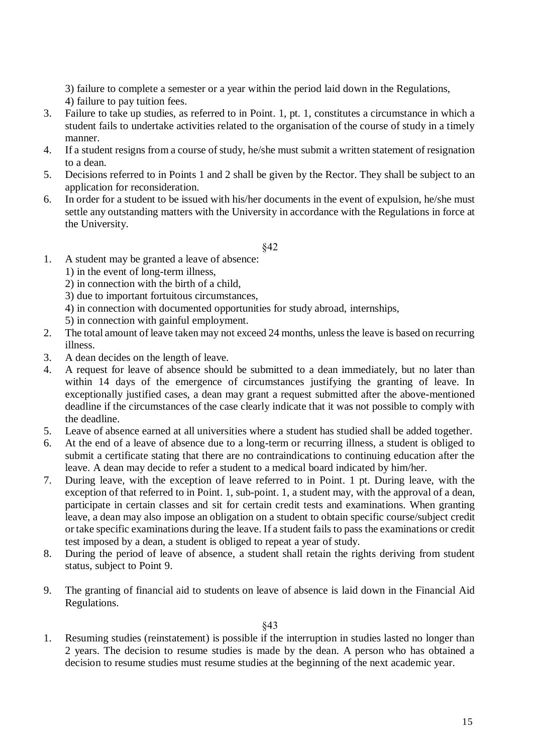3) failure to complete a semester or a year within the period laid down in the Regulations,
4) failure to pay tuition fees.

3. Failure to take up studies, as referred to in Point. 1, pt. 1, constitutes a circumstance in which a student fails to undertake activities related to the organisation of the course of study in a timely manner.
4. If a student resigns from a course of study, he/she must submit a written statement of resignation to a dean.
5. Decisions referred to in Points 1 and 2 shall be given by the Rector. They shall be subject to an application for reconsideration.
6. In order for a student to be issued with his/her documents in the event of expulsion, he/she must settle any outstanding matters with the University in accordance with the Regulations in force at the University.

§42

1. A student may be granted a leave of absence:
   1) in the event of long-term illness,
   2) in connection with the birth of a child,
   3) due to important fortuitous circumstances,
   4) in connection with documented opportunities for study abroad, internships,
   5) in connection with gainful employment.
2. The total amount of leave taken may not exceed 24 months, unless the leave is based on recurring illness.
3. A dean decides on the length of leave.
4. A request for leave of absence should be submitted to a dean immediately, but no later than within 14 days of the emergence of circumstances justifying the granting of leave. In exceptionally justified cases, a dean may grant a request submitted after the above-mentioned deadline if the circumstances of the case clearly indicate that it was not possible to comply with the deadline.
5. Leave of absence earned at all universities where a student has studied shall be added together.
6. At the end of a leave of absence due to a long-term or recurring illness, a student is obliged to submit a certificate stating that there are no contraindications to continuing education after the leave. A dean may decide to refer a student to a medical board indicated by him/her.
7. During leave, with the exception of leave referred to in Point. 1 pt. During leave, with the exception of that referred to in Point. 1, sub-point. 1, a student may, with the approval of a dean, participate in certain classes and sit for certain credit tests and examinations. When granting leave, a dean may also impose an obligation on a student to obtain specific course/subject credit or take specific examinations during the leave. If a student fails to pass the examinations or credit test imposed by a dean, a student is obliged to repeat a year of study.
8. During the period of leave of absence, a student shall retain the rights deriving from student status, subject to Point 9.
9. The granting of financial aid to students on leave of absence is laid down in the Financial Aid Regulations.

§43

1. Resuming studies (reinstatement) is possible if the interruption in studies lasted no longer than 2 years. The decision to resume studies is made by the dean. A person who has obtained a decision to resume studies must resume studies at the beginning of the next academic year.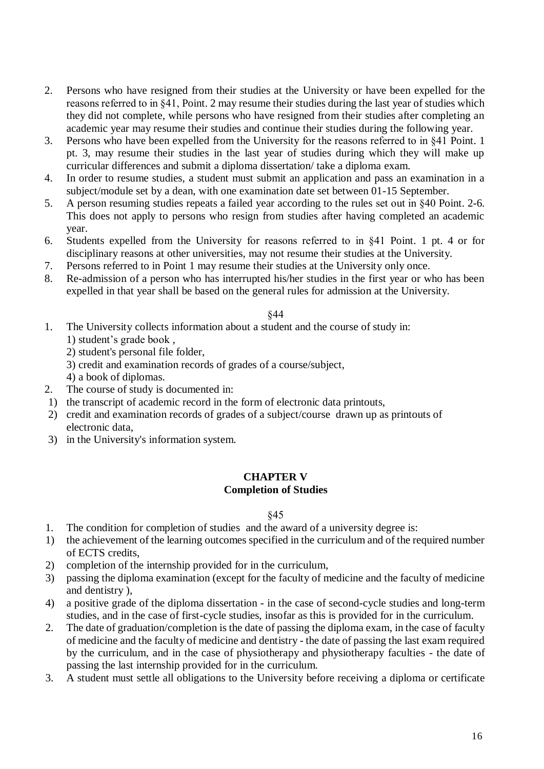2. Persons who have resigned from their studies at the University or have been expelled for the reasons referred to in §41, Point. 2 may resume their studies during the last year of studies which they did not complete, while persons who have resigned from their studies after completing an academic year may resume their studies and continue their studies during the following year.
3. Persons who have been expelled from the University for the reasons referred to in §41 Point. 1 pt. 3, may resume their studies in the last year of studies during which they will make up curricular differences and submit a diploma dissertation/ take a diploma exam.
4. In order to resume studies, a student must submit an application and pass an examination in a subject/module set by a dean, with one examination date set between 01-15 September.
5. A person resuming studies repeats a failed year according to the rules set out in §40 Point. 2-6. This does not apply to persons who resign from studies after having completed an academic year.
6. Students expelled from the University for reasons referred to in §41 Point. 1 pt. 4 or for disciplinary reasons at other universities, may not resume their studies at the University.
7. Persons referred to in Point 1 may resume their studies at the University only once.
8. Re-admission of a person who has interrupted his/her studies in the first year or who has been expelled in that year shall be based on the general rules for admission at the University.

§44

1. The University collects information about a student and the course of study in:
   1) student's grade book ,
   2) student's personal file folder,
   3) credit and examination records of grades of a course/subject,
   4) a book of diplomas.
2. The course of study is documented in:
   1) the transcript of academic record in the form of electronic data printouts,
   2) credit and examination records of grades of a subject/course drawn up as printouts of electronic data,
   3) in the University's information system.

## CHAPTER V
## Completion of Studies

§45

1. The condition for completion of studies and the award of a university degree is:
   1) the achievement of the learning outcomes specified in the curriculum and of the required number of ECTS credits,
   2) completion of the internship provided for in the curriculum,
   3) passing the diploma examination (except for the faculty of medicine and the faculty of medicine and dentistry ),
   4) a positive grade of the diploma dissertation - in the case of second-cycle studies and long-term studies, and in the case of first-cycle studies, insofar as this is provided for in the curriculum.
2. The date of graduation/completion is the date of passing the diploma exam, in the case of faculty of medicine and the faculty of medicine and dentistry - the date of passing the last exam required by the curriculum, and in the case of physiotherapy and physiotherapy faculties - the date of passing the last internship provided for in the curriculum.
3. A student must settle all obligations to the University before receiving a diploma or certificate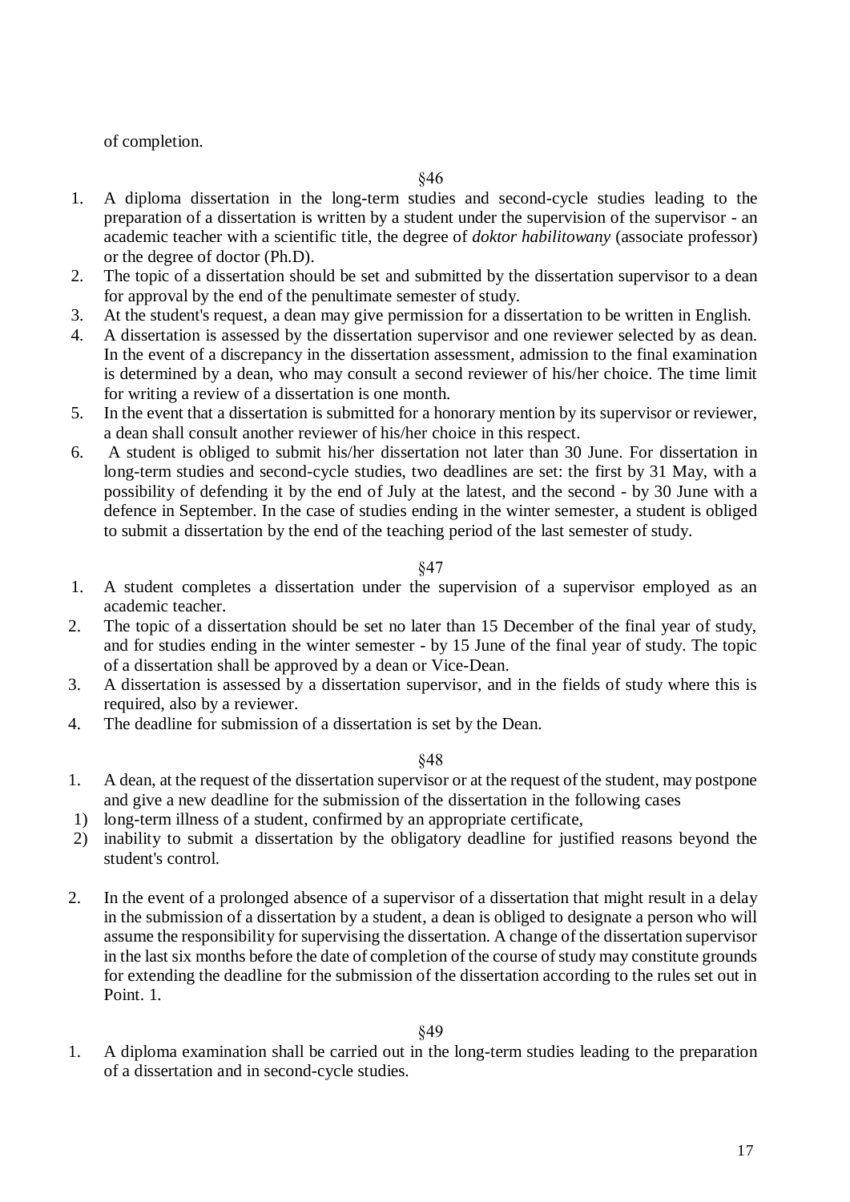of completion.

§46

1. A diploma dissertation in the long-term studies and second-cycle studies leading to the preparation of a dissertation is written by a student under the supervision of the supervisor - an academic teacher with a scientific title, the degree of *doktor habilitowany* (associate professor) or the degree of doctor (Ph.D).
2. The topic of a dissertation should be set and submitted by the dissertation supervisor to a dean for approval by the end of the penultimate semester of study.
3. At the student's request, a dean may give permission for a dissertation to be written in English.
4. A dissertation is assessed by the dissertation supervisor and one reviewer selected by as dean. In the event of a discrepancy in the dissertation assessment, admission to the final examination is determined by a dean, who may consult a second reviewer of his/her choice. The time limit for writing a review of a dissertation is one month.
5. In the event that a dissertation is submitted for a honorary mention by its supervisor or reviewer, a dean shall consult another reviewer of his/her choice in this respect.
6. A student is obliged to submit his/her dissertation not later than 30 June. For dissertation in long-term studies and second-cycle studies, two deadlines are set: the first by 31 May, with a possibility of defending it by the end of July at the latest, and the second - by 30 June with a defence in September. In the case of studies ending in the winter semester, a student is obliged to submit a dissertation by the end of the teaching period of the last semester of study.

§47

1. A student completes a dissertation under the supervision of a supervisor employed as an academic teacher.
2. The topic of a dissertation should be set no later than 15 December of the final year of study, and for studies ending in the winter semester - by 15 June of the final year of study. The topic of a dissertation shall be approved by a dean or Vice-Dean.
3. A dissertation is assessed by a dissertation supervisor, and in the fields of study where this is required, also by a reviewer.
4. The deadline for submission of a dissertation is set by the Dean.

§48

1. A dean, at the request of the dissertation supervisor or at the request of the student, may postpone and give a new deadline for the submission of the dissertation in the following cases
   1) long-term illness of a student, confirmed by an appropriate certificate,
   2) inability to submit a dissertation by the obligatory deadline for justified reasons beyond the student's control.
2. In the event of a prolonged absence of a supervisor of a dissertation that might result in a delay in the submission of a dissertation by a student, a dean is obliged to designate a person who will assume the responsibility for supervising the dissertation. A change of the dissertation supervisor in the last six months before the date of completion of the course of study may constitute grounds for extending the deadline for the submission of the dissertation according to the rules set out in Point. 1.

§49

1. A diploma examination shall be carried out in the long-term studies leading to the preparation of a dissertation and in second-cycle studies.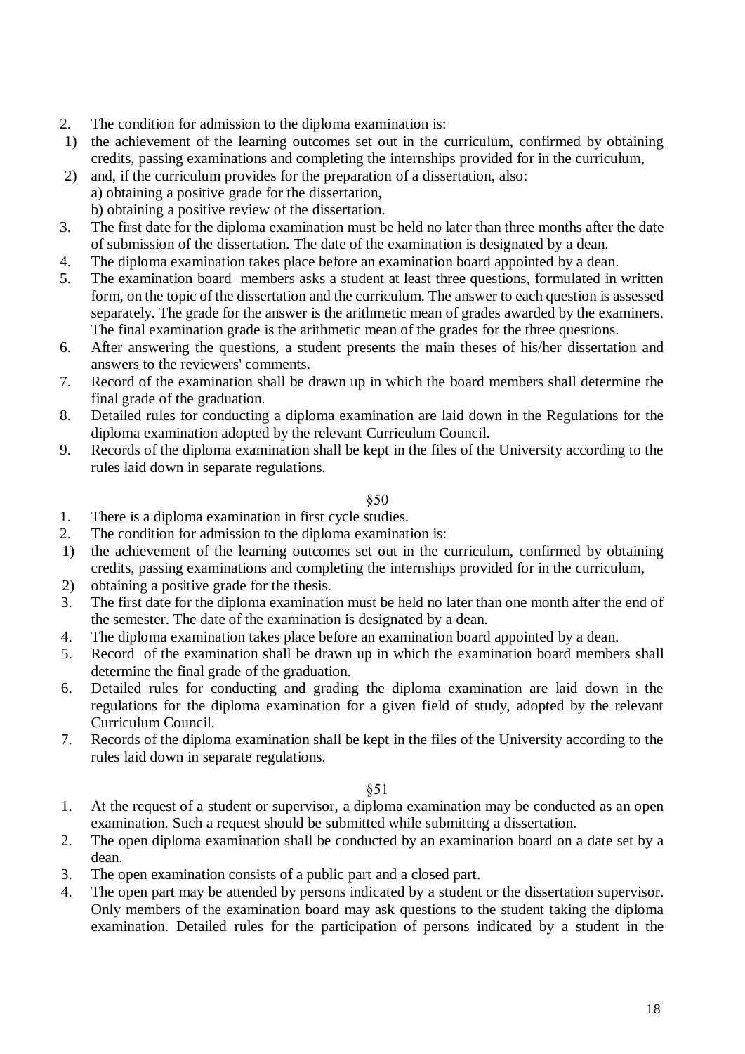2. The condition for admission to the diploma examination is:
   1) the achievement of the learning outcomes set out in the curriculum, confirmed by obtaining credits, passing examinations and completing the internships provided for in the curriculum,
   2) and, if the curriculum provides for the preparation of a dissertation, also:
      a) obtaining a positive grade for the dissertation,
      b) obtaining a positive review of the dissertation.
3. The first date for the diploma examination must be held no later than three months after the date of submission of the dissertation. The date of the examination is designated by a dean.
4. The diploma examination takes place before an examination board appointed by a dean.
5. The examination board members asks a student at least three questions, formulated in written form, on the topic of the dissertation and the curriculum. The answer to each question is assessed separately. The grade for the answer is the arithmetic mean of grades awarded by the examiners. The final examination grade is the arithmetic mean of the grades for the three questions.
6. After answering the questions, a student presents the main theses of his/her dissertation and answers to the reviewers' comments.
7. Record of the examination shall be drawn up in which the board members shall determine the final grade of the graduation.
8. Detailed rules for conducting a diploma examination are laid down in the Regulations for the diploma examination adopted by the relevant Curriculum Council.
9. Records of the diploma examination shall be kept in the files of the University according to the rules laid down in separate regulations.

§50

1. There is a diploma examination in first cycle studies.
2. The condition for admission to the diploma examination is:
   1) the achievement of the learning outcomes set out in the curriculum, confirmed by obtaining credits, passing examinations and completing the internships provided for in the curriculum,
   2) obtaining a positive grade for the thesis.
3. The first date for the diploma examination must be held no later than one month after the end of the semester. The date of the examination is designated by a dean.
4. The diploma examination takes place before an examination board appointed by a dean.
5. Record of the examination shall be drawn up in which the examination board members shall determine the final grade of the graduation.
6. Detailed rules for conducting and grading the diploma examination are laid down in the regulations for the diploma examination for a given field of study, adopted by the relevant Curriculum Council.
7. Records of the diploma examination shall be kept in the files of the University according to the rules laid down in separate regulations.

§51

1. At the request of a student or supervisor, a diploma examination may be conducted as an open examination. Such a request should be submitted while submitting a dissertation.
2. The open diploma examination shall be conducted by an examination board on a date set by a dean.
3. The open examination consists of a public part and a closed part.
4. The open part may be attended by persons indicated by a student or the dissertation supervisor. Only members of the examination board may ask questions to the student taking the diploma examination. Detailed rules for the participation of persons indicated by a student in the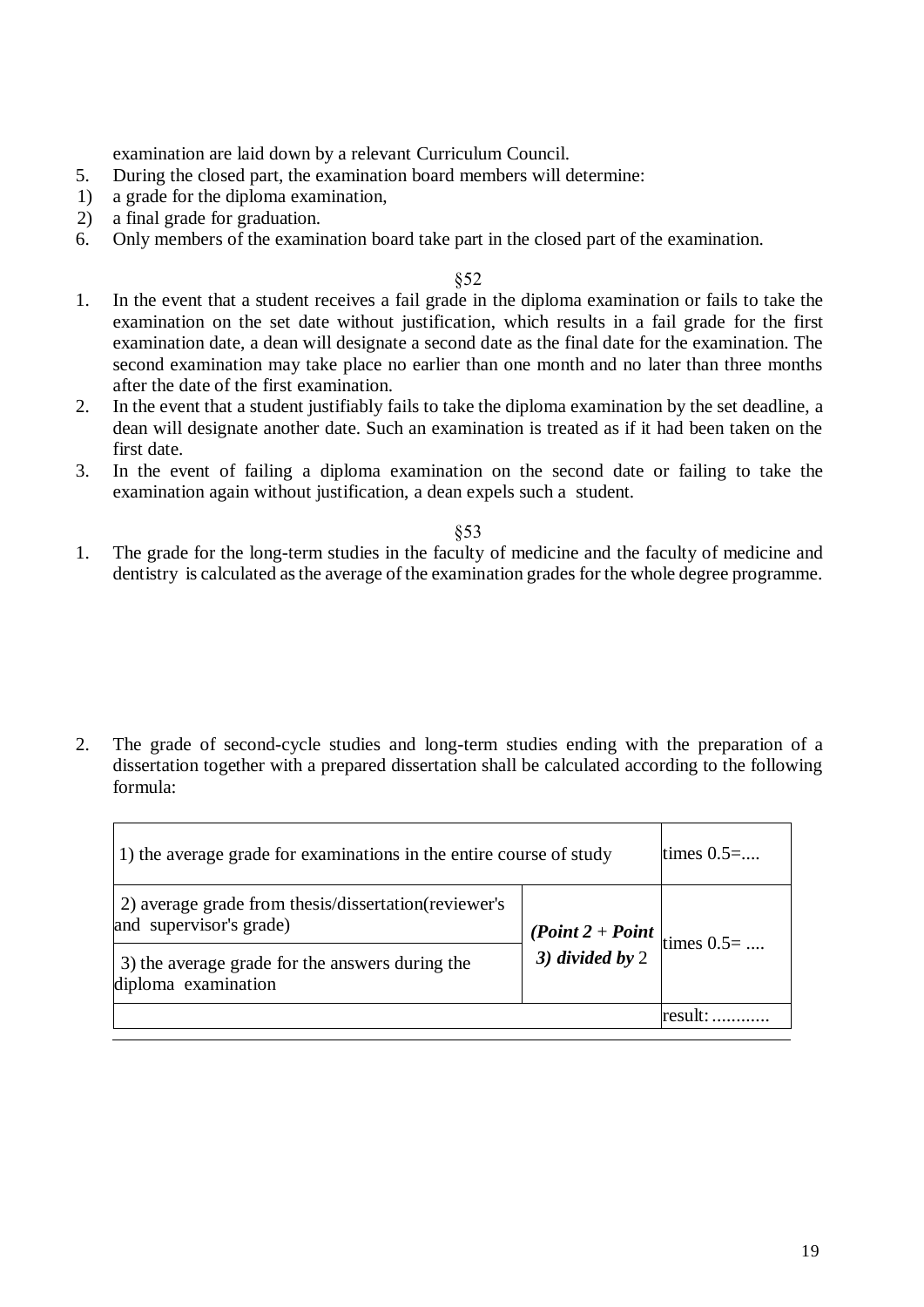examination are laid down by a relevant Curriculum Council.

5. During the closed part, the examination board members will determine:
   1) a grade for the diploma examination,
   2) a final grade for graduation.
6. Only members of the examination board take part in the closed part of the examination.

§52

1. In the event that a student receives a fail grade in the diploma examination or fails to take the examination on the set date without justification, which results in a fail grade for the first examination date, a dean will designate a second date as the final date for the examination. The second examination may take place no earlier than one month and no later than three months after the date of the first examination.
2. In the event that a student justifiably fails to take the diploma examination by the set deadline, a dean will designate another date. Such an examination is treated as if it had been taken on the first date.
3. In the event of failing a diploma examination on the second date or failing to take the examination again without justification, a dean expels such a student.

§53

1. The grade for the long-term studies in the faculty of medicine and the faculty of medicine and dentistry is calculated as the average of the examination grades for the whole degree programme.

2. The grade of second-cycle studies and long-term studies ending with the preparation of a dissertation together with a prepared dissertation shall be calculated according to the following formula:

| 1) the average grade for examinations in the entire course of study | | times 0.5=.... |
|---|---|---|
| 2) average grade from thesis/dissertation(reviewer's and supervisor's grade) | ***(Point 2 + Point 3) divided by*** 2 | times 0.5= .... |
| 3) the average grade for the answers during the diploma examination | | |
| | | result: ............ |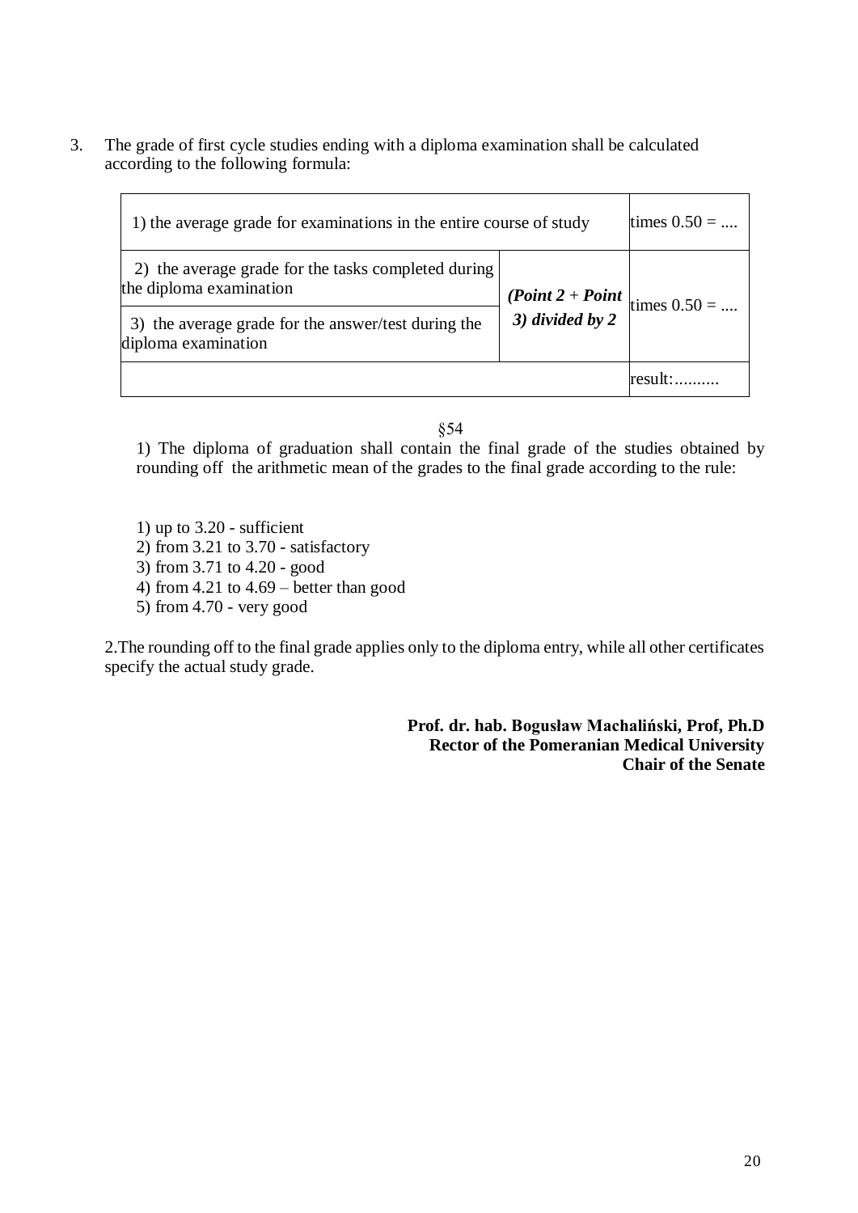3. The grade of first cycle studies ending with a diploma examination shall be calculated according to the following formula:

| | | |
|---|---|---|
| 1) the average grade for examinations in the entire course of study | | times 0.50 = .... |
| 2) the average grade for the tasks completed during the diploma examination | ***(Point 2 + Point 3) divided by 2*** | times 0.50 = .... |
| 3) the average grade for the answer/test during the diploma examination | | |
| | | result:.......... |

§54

1) The diploma of graduation shall contain the final grade of the studies obtained by rounding off the arithmetic mean of the grades to the final grade according to the rule:

1) up to 3.20 - sufficient
2) from 3.21 to 3.70 - satisfactory
3) from 3.71 to 4.20 - good
4) from 4.21 to 4.69 – better than good
5) from 4.70 - very good

2.The rounding off to the final grade applies only to the diploma entry, while all other certificates specify the actual study grade.

**Prof. dr. hab. Bogusław Machaliński, Prof, Ph.D**
**Rector of the Pomeranian Medical University**
**Chair of the Senate**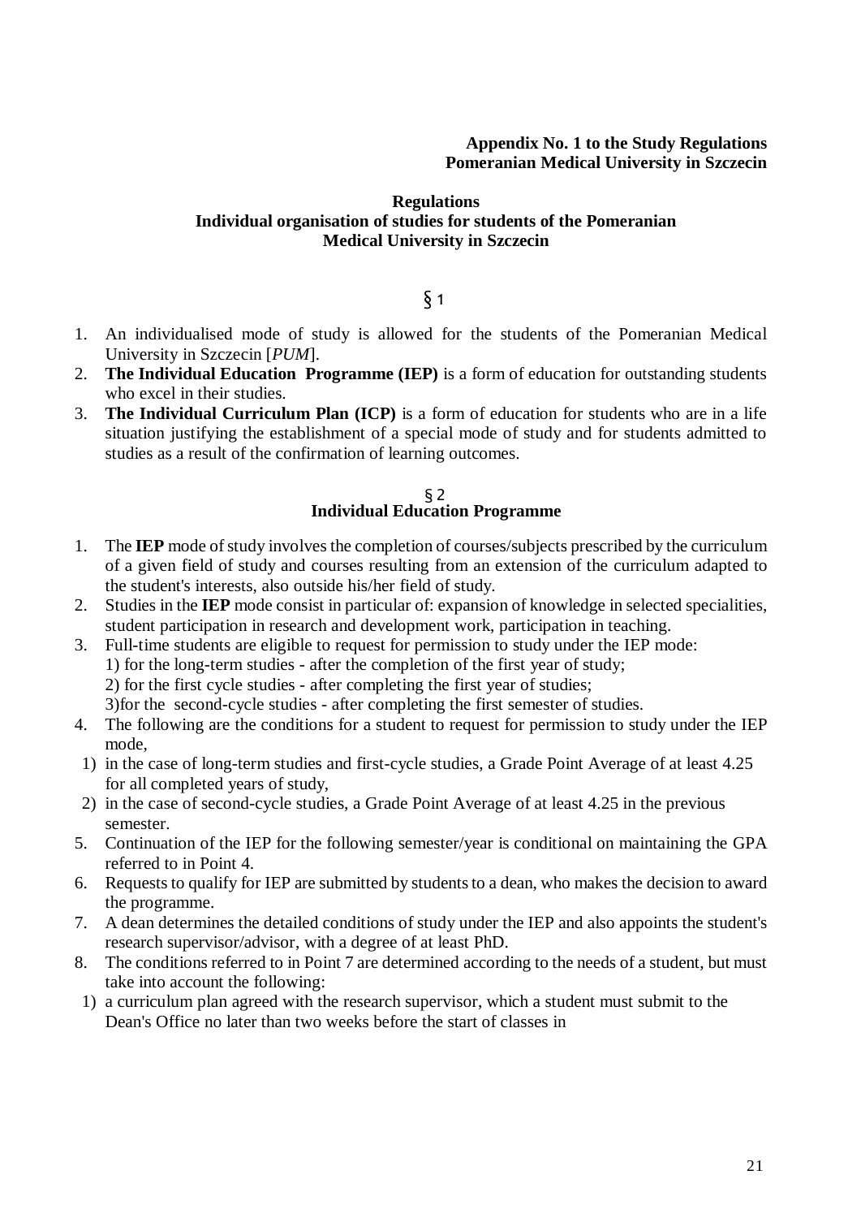**Appendix No. 1 to the Study Regulations**
**Pomeranian Medical University in Szczecin**

# Regulations
# Individual organisation of studies for students of the Pomeranian Medical University in Szczecin

## § 1

1. An individualised mode of study is allowed for the students of the Pomeranian Medical University in Szczecin [*PUM*].
2. **The Individual Education Programme (IEP)** is a form of education for outstanding students who excel in their studies.
3. **The Individual Curriculum Plan (ICP)** is a form of education for students who are in a life situation justifying the establishment of a special mode of study and for students admitted to studies as a result of the confirmation of learning outcomes.

## § 2
## Individual Education Programme

1. The **IEP** mode of study involves the completion of courses/subjects prescribed by the curriculum of a given field of study and courses resulting from an extension of the curriculum adapted to the student's interests, also outside his/her field of study.
2. Studies in the **IEP** mode consist in particular of: expansion of knowledge in selected specialities, student participation in research and development work, participation in teaching.
3. Full-time students are eligible to request for permission to study under the IEP mode:
   1) for the long-term studies - after the completion of the first year of study;
   2) for the first cycle studies - after completing the first year of studies;
   3)for the second-cycle studies - after completing the first semester of studies.
4. The following are the conditions for a student to request for permission to study under the IEP mode,
   1) in the case of long-term studies and first-cycle studies, a Grade Point Average of at least 4.25 for all completed years of study,
   2) in the case of second-cycle studies, a Grade Point Average of at least 4.25 in the previous semester.
5. Continuation of the IEP for the following semester/year is conditional on maintaining the GPA referred to in Point 4.
6. Requests to qualify for IEP are submitted by students to a dean, who makes the decision to award the programme.
7. A dean determines the detailed conditions of study under the IEP and also appoints the student's research supervisor/advisor, with a degree of at least PhD.
8. The conditions referred to in Point 7 are determined according to the needs of a student, but must take into account the following:
   1) a curriculum plan agreed with the research supervisor, which a student must submit to the Dean's Office no later than two weeks before the start of classes in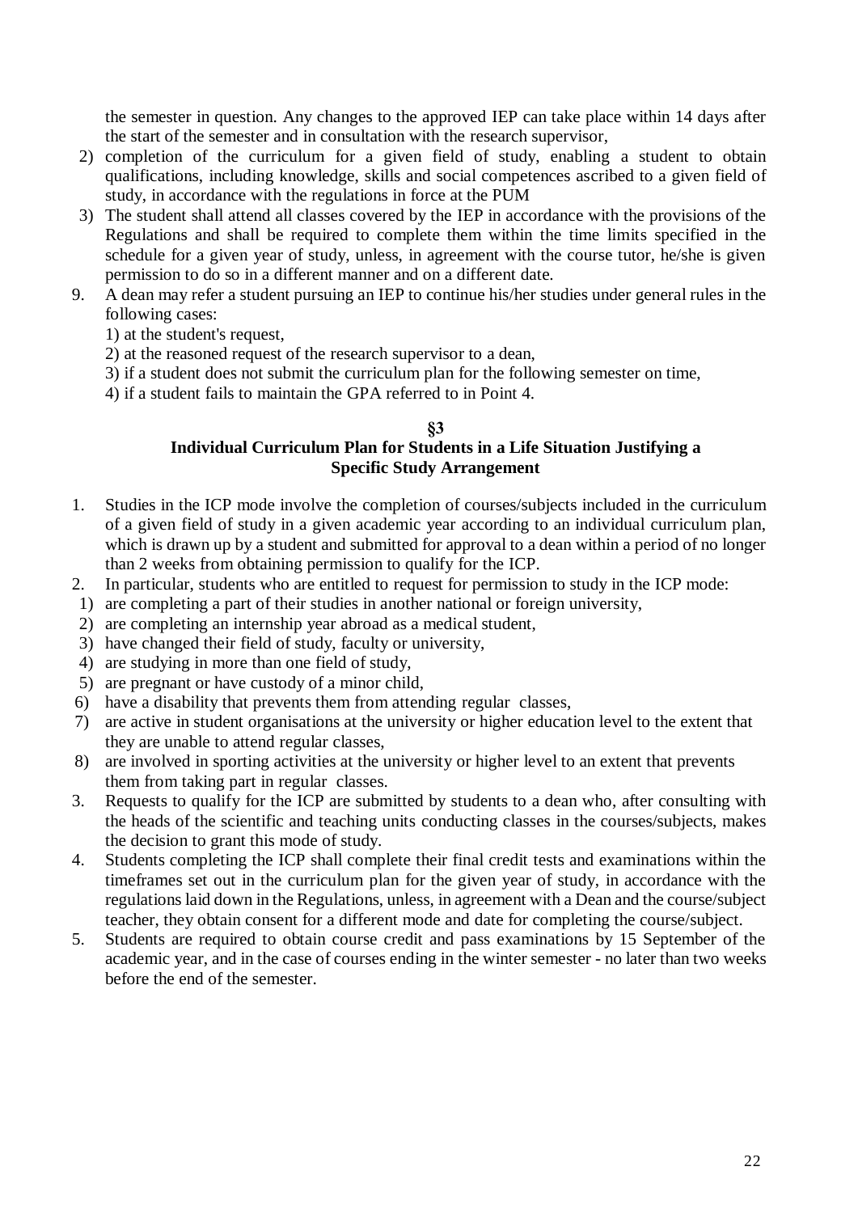the semester in question. Any changes to the approved IEP can take place within 14 days after the start of the semester and in consultation with the research supervisor,

2) completion of the curriculum for a given field of study, enabling a student to obtain qualifications, including knowledge, skills and social competences ascribed to a given field of study, in accordance with the regulations in force at the PUM
3) The student shall attend all classes covered by the IEP in accordance with the provisions of the Regulations and shall be required to complete them within the time limits specified in the schedule for a given year of study, unless, in agreement with the course tutor, he/she is given permission to do so in a different manner and on a different date.

9. A dean may refer a student pursuing an IEP to continue his/her studies under general rules in the following cases:
   1) at the student's request,
   2) at the reasoned request of the research supervisor to a dean,
   3) if a student does not submit the curriculum plan for the following semester on time,
   4) if a student fails to maintain the GPA referred to in Point 4.

**§3**

**Individual Curriculum Plan for Students in a Life Situation Justifying a Specific Study Arrangement**

1. Studies in the ICP mode involve the completion of courses/subjects included in the curriculum of a given field of study in a given academic year according to an individual curriculum plan, which is drawn up by a student and submitted for approval to a dean within a period of no longer than 2 weeks from obtaining permission to qualify for the ICP.
2. In particular, students who are entitled to request for permission to study in the ICP mode:
   1) are completing a part of their studies in another national or foreign university,
   2) are completing an internship year abroad as a medical student,
   3) have changed their field of study, faculty or university,
   4) are studying in more than one field of study,
   5) are pregnant or have custody of a minor child,
   6) have a disability that prevents them from attending regular classes,
   7) are active in student organisations at the university or higher education level to the extent that they are unable to attend regular classes,
   8) are involved in sporting activities at the university or higher level to an extent that prevents them from taking part in regular classes.
3. Requests to qualify for the ICP are submitted by students to a dean who, after consulting with the heads of the scientific and teaching units conducting classes in the courses/subjects, makes the decision to grant this mode of study.
4. Students completing the ICP shall complete their final credit tests and examinations within the timeframes set out in the curriculum plan for the given year of study, in accordance with the regulations laid down in the Regulations, unless, in agreement with a Dean and the course/subject teacher, they obtain consent for a different mode and date for completing the course/subject.
5. Students are required to obtain course credit and pass examinations by 15 September of the academic year, and in the case of courses ending in the winter semester - no later than two weeks before the end of the semester.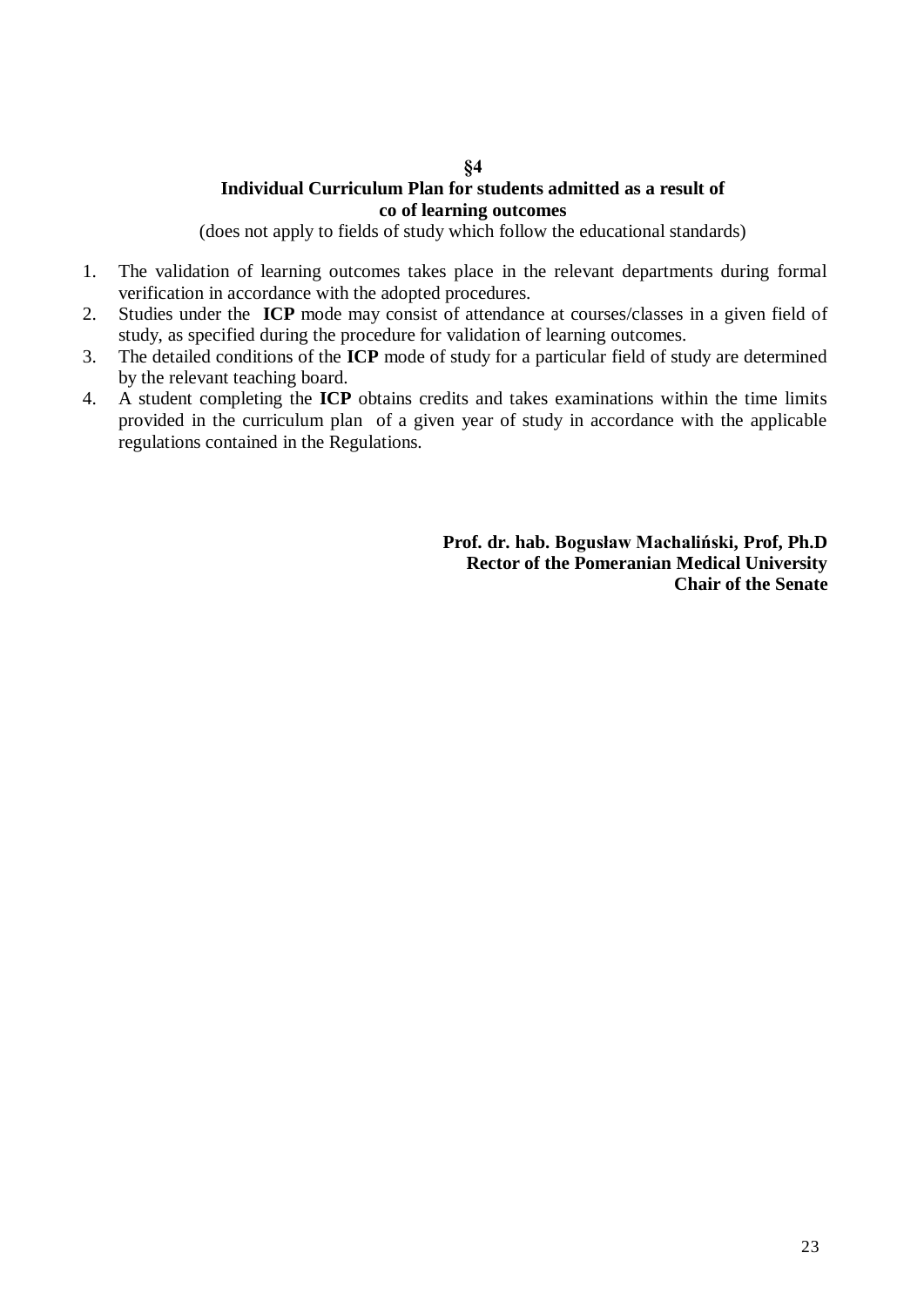## §4

## Individual Curriculum Plan for students admitted as a result of co of learning outcomes

(does not apply to fields of study which follow the educational standards)

1. The validation of learning outcomes takes place in the relevant departments during formal verification in accordance with the adopted procedures.
2. Studies under the **ICP** mode may consist of attendance at courses/classes in a given field of study, as specified during the procedure for validation of learning outcomes.
3. The detailed conditions of the **ICP** mode of study for a particular field of study are determined by the relevant teaching board.
4. A student completing the **ICP** obtains credits and takes examinations within the time limits provided in the curriculum plan of a given year of study in accordance with the applicable regulations contained in the Regulations.

**Prof. dr. hab. Bogusław Machaliński, Prof, Ph.D**
**Rector of the Pomeranian Medical University**
**Chair of the Senate**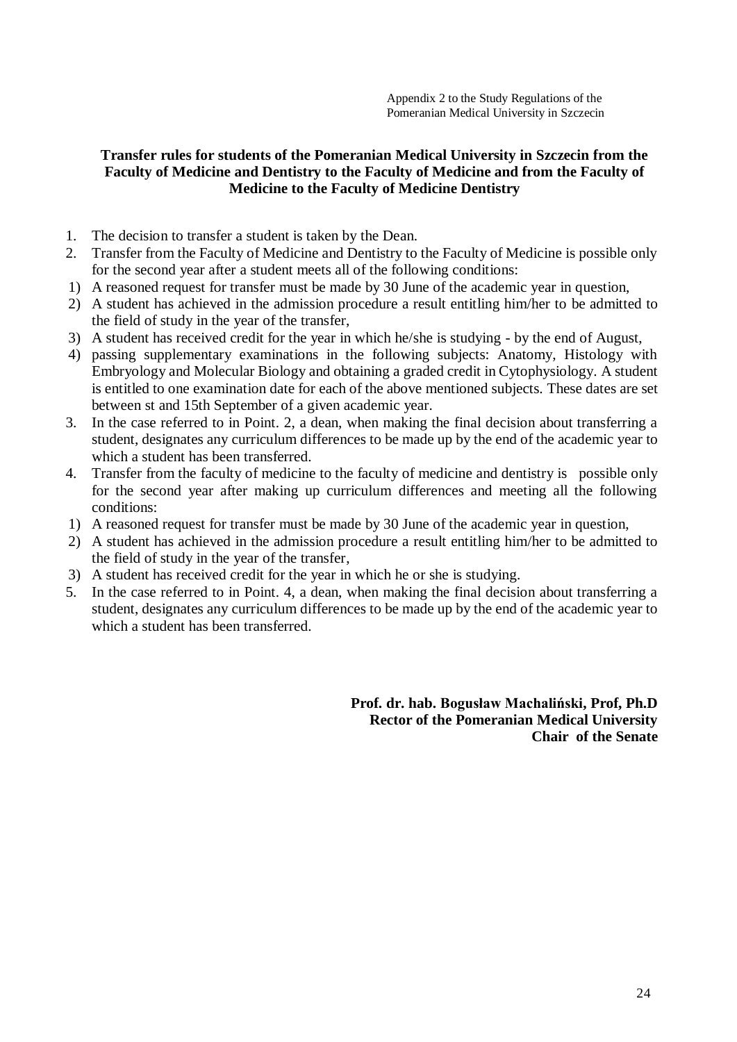Appendix 2 to the Study Regulations of the Pomeranian Medical University in Szczecin

**Transfer rules for students of the Pomeranian Medical University in Szczecin from the Faculty of Medicine and Dentistry to the Faculty of Medicine and from the Faculty of Medicine to the Faculty of Medicine Dentistry**

1. The decision to transfer a student is taken by the Dean.
2. Transfer from the Faculty of Medicine and Dentistry to the Faculty of Medicine is possible only for the second year after a student meets all of the following conditions:
 1) A reasoned request for transfer must be made by 30 June of the academic year in question,
 2) A student has achieved in the admission procedure a result entitling him/her to be admitted to the field of study in the year of the transfer,
 3) A student has received credit for the year in which he/she is studying - by the end of August,
 4) passing supplementary examinations in the following subjects: Anatomy, Histology with Embryology and Molecular Biology and obtaining a graded credit in Cytophysiology. A student is entitled to one examination date for each of the above mentioned subjects. These dates are set between st and 15th September of a given academic year.
3. In the case referred to in Point. 2, a dean, when making the final decision about transferring a student, designates any curriculum differences to be made up by the end of the academic year to which a student has been transferred.
4. Transfer from the faculty of medicine to the faculty of medicine and dentistry is possible only for the second year after making up curriculum differences and meeting all the following conditions:
 1) A reasoned request for transfer must be made by 30 June of the academic year in question,
 2) A student has achieved in the admission procedure a result entitling him/her to be admitted to the field of study in the year of the transfer,
 3) A student has received credit for the year in which he or she is studying.
5. In the case referred to in Point. 4, a dean, when making the final decision about transferring a student, designates any curriculum differences to be made up by the end of the academic year to which a student has been transferred.

**Prof. dr. hab. Bogusław Machaliński, Prof, Ph.D**
**Rector of the Pomeranian Medical University**
**Chair of the Senate**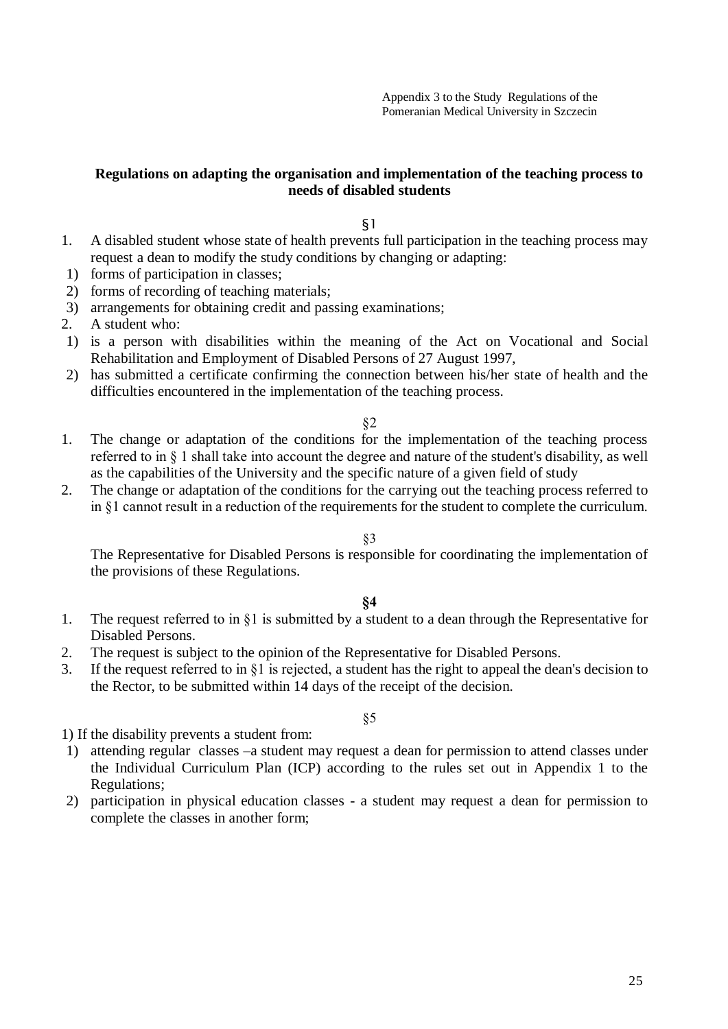Appendix 3 to the Study Regulations of the Pomeranian Medical University in Szczecin

**Regulations on adapting the organisation and implementation of the teaching process to needs of disabled students**

§1

1. A disabled student whose state of health prevents full participation in the teaching process may request a dean to modify the study conditions by changing or adapting:
   1) forms of participation in classes;
   2) forms of recording of teaching materials;
   3) arrangements for obtaining credit and passing examinations;
2. A student who:
   1) is a person with disabilities within the meaning of the Act on Vocational and Social Rehabilitation and Employment of Disabled Persons of 27 August 1997,
   2) has submitted a certificate confirming the connection between his/her state of health and the difficulties encountered in the implementation of the teaching process.

§2

1. The change or adaptation of the conditions for the implementation of the teaching process referred to in § 1 shall take into account the degree and nature of the student's disability, as well as the capabilities of the University and the specific nature of a given field of study
2. The change or adaptation of the conditions for the carrying out the teaching process referred to in §1 cannot result in a reduction of the requirements for the student to complete the curriculum.

§3

The Representative for Disabled Persons is responsible for coordinating the implementation of the provisions of these Regulations.

**§4**

1. The request referred to in §1 is submitted by a student to a dean through the Representative for Disabled Persons.
2. The request is subject to the opinion of the Representative for Disabled Persons.
3. If the request referred to in §1 is rejected, a student has the right to appeal the dean's decision to the Rector, to be submitted within 14 days of the receipt of the decision.

§5

1) If the disability prevents a student from:

   1) attending regular classes –a student may request a dean for permission to attend classes under the Individual Curriculum Plan (ICP) according to the rules set out in Appendix 1 to the Regulations;
   2) participation in physical education classes - a student may request a dean for permission to complete the classes in another form;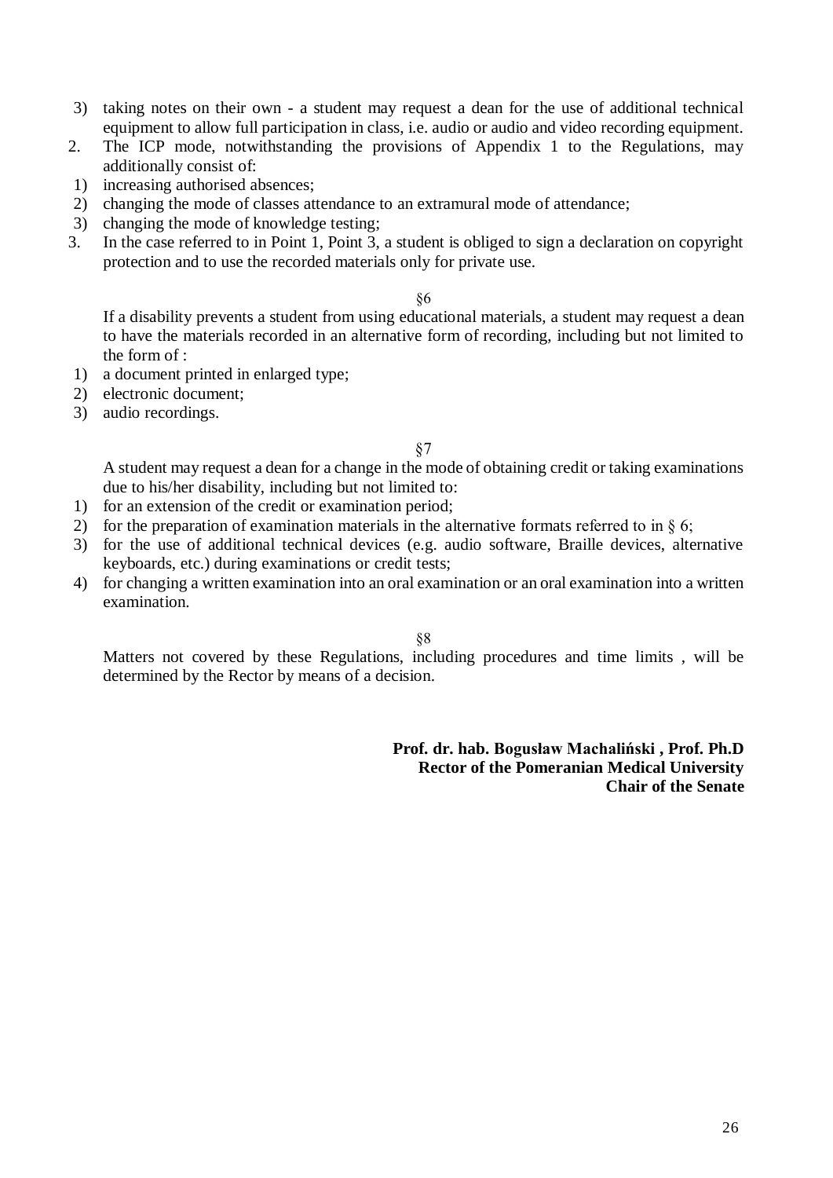3) taking notes on their own - a student may request a dean for the use of additional technical equipment to allow full participation in class, i.e. audio or audio and video recording equipment.

2. The ICP mode, notwithstanding the provisions of Appendix 1 to the Regulations, may additionally consist of:
   1) increasing authorised absences;
   2) changing the mode of classes attendance to an extramural mode of attendance;
   3) changing the mode of knowledge testing;
3. In the case referred to in Point 1, Point 3, a student is obliged to sign a declaration on copyright protection and to use the recorded materials only for private use.

§6

If a disability prevents a student from using educational materials, a student may request a dean to have the materials recorded in an alternative form of recording, including but not limited to the form of :

1) a document printed in enlarged type;
2) electronic document;
3) audio recordings.

§7

A student may request a dean for a change in the mode of obtaining credit or taking examinations due to his/her disability, including but not limited to:

1) for an extension of the credit or examination period;
2) for the preparation of examination materials in the alternative formats referred to in § 6;
3) for the use of additional technical devices (e.g. audio software, Braille devices, alternative keyboards, etc.) during examinations or credit tests;
4) for changing a written examination into an oral examination or an oral examination into a written examination.

§8

Matters not covered by these Regulations, including procedures and time limits , will be determined by the Rector by means of a decision.

**Prof. dr. hab. Bogusław Machaliński , Prof. Ph.D**
**Rector of the Pomeranian Medical University**
**Chair of the Senate**